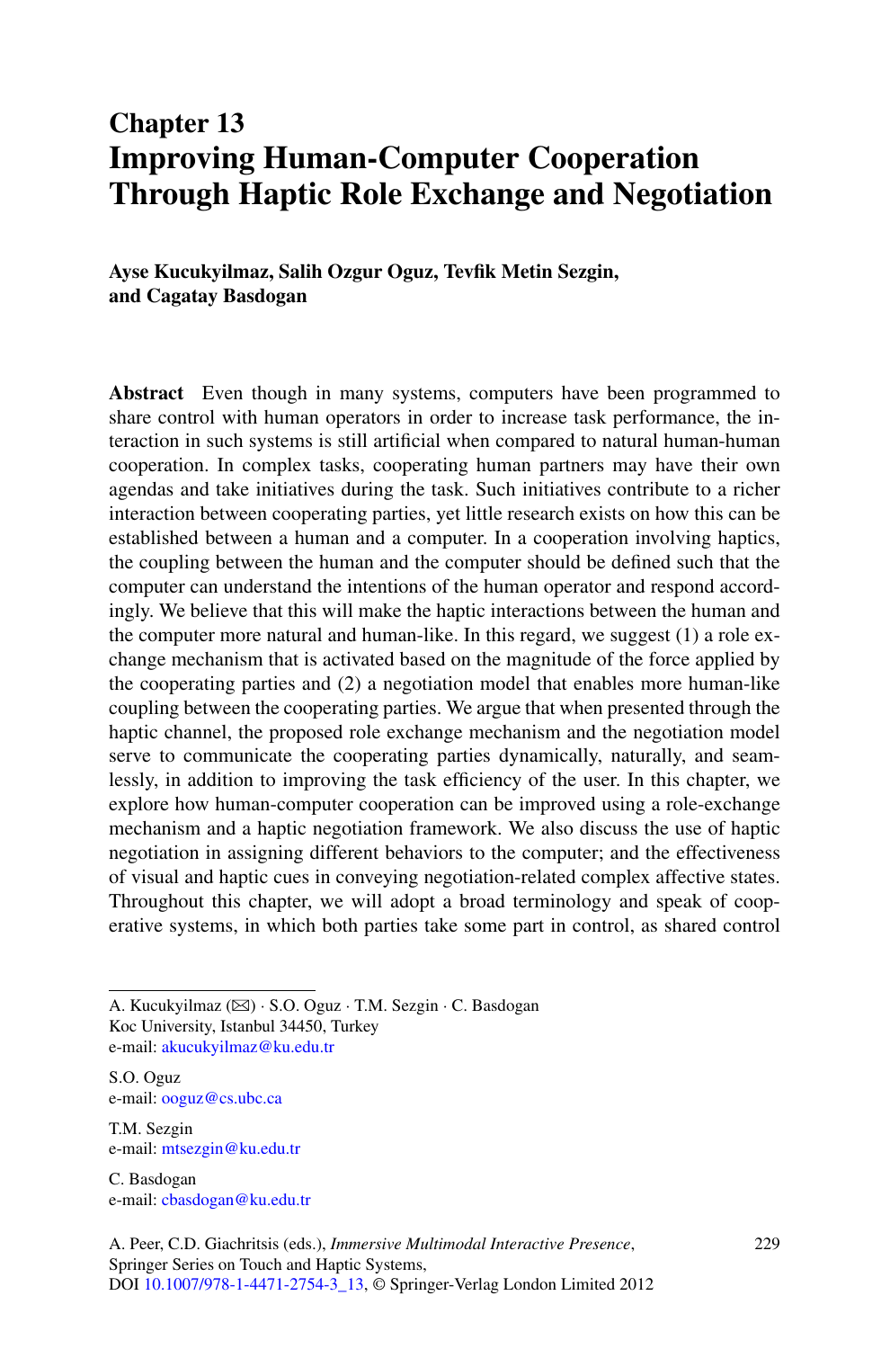# Chapter 13
# Improving Human-Computer Cooperation Through Haptic Role Exchange and Negotiation

**Ayse Kucukyilmaz, Salih Ozgur Oguz, Tevfik Metin Sezgin, and Cagatay Basdogan**

**Abstract** Even though in many systems, computers have been programmed to share control with human operators in order to increase task performance, the interaction in such systems is still artificial when compared to natural human-human cooperation. In complex tasks, cooperating human partners may have their own agendas and take initiatives during the task. Such initiatives contribute to a richer interaction between cooperating parties, yet little research exists on how this can be established between a human and a computer. In a cooperation involving haptics, the coupling between the human and the computer should be defined such that the computer can understand the intentions of the human operator and respond accordingly. We believe that this will make the haptic interactions between the human and the computer more natural and human-like. In this regard, we suggest (1) a role exchange mechanism that is activated based on the magnitude of the force applied by the cooperating parties and (2) a negotiation model that enables more human-like coupling between the cooperating parties. We argue that when presented through the haptic channel, the proposed role exchange mechanism and the negotiation model serve to communicate the cooperating parties dynamically, naturally, and seamlessly, in addition to improving the task efficiency of the user. In this chapter, we explore how human-computer cooperation can be improved using a role-exchange mechanism and a haptic negotiation framework. We also discuss the use of haptic negotiation in assigning different behaviors to the computer; and the effectiveness of visual and haptic cues in conveying negotiation-related complex affective states. Throughout this chapter, we will adopt a broad terminology and speak of cooperative systems, in which both parties take some part in control, as shared control

---

A. Kucukyilmaz (✉) · S.O. Oguz · T.M. Sezgin · C. Basdogan
Koc University, Istanbul 34450, Turkey
e-mail: akucukyilmaz@ku.edu.tr

S.O. Oguz
e-mail: ooguz@cs.ubc.ca

T.M. Sezgin
e-mail: mtsezgin@ku.edu.tr

C. Basdogan
e-mail: cbasdogan@ku.edu.tr

A. Peer, C.D. Giachritsis (eds.), *Immersive Multimodal Interactive Presence*, Springer Series on Touch and Haptic Systems,
DOI 10.1007/978-1-4471-2754-3_13, © Springer-Verlag London Limited 2012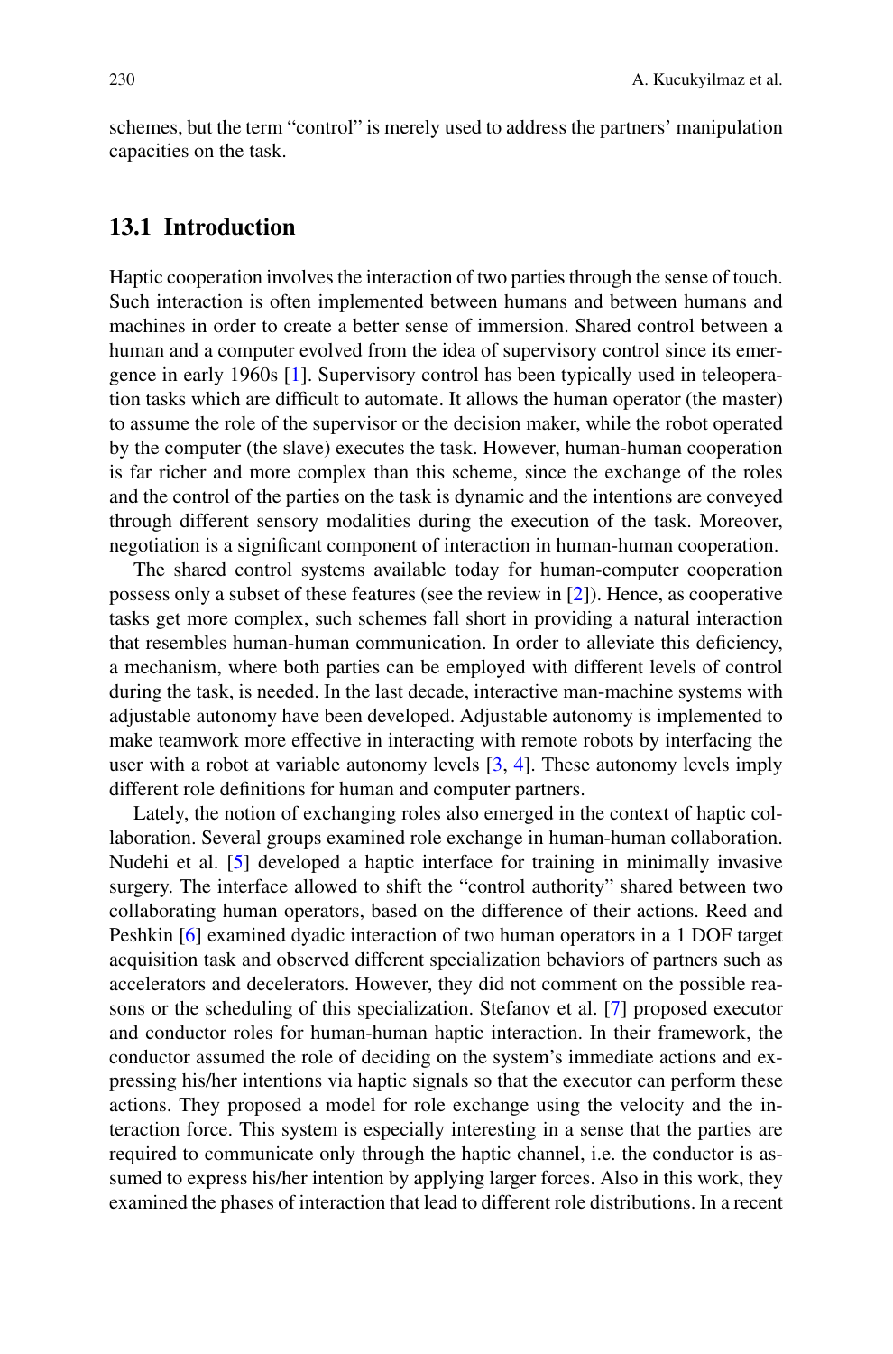schemes, but the term "control" is merely used to address the partners' manipulation capacities on the task.

## 13.1 Introduction

Haptic cooperation involves the interaction of two parties through the sense of touch. Such interaction is often implemented between humans and between humans and machines in order to create a better sense of immersion. Shared control between a human and a computer evolved from the idea of supervisory control since its emergence in early 1960s [1]. Supervisory control has been typically used in teleoperation tasks which are difficult to automate. It allows the human operator (the master) to assume the role of the supervisor or the decision maker, while the robot operated by the computer (the slave) executes the task. However, human-human cooperation is far richer and more complex than this scheme, since the exchange of the roles and the control of the parties on the task is dynamic and the intentions are conveyed through different sensory modalities during the execution of the task. Moreover, negotiation is a significant component of interaction in human-human cooperation.

The shared control systems available today for human-computer cooperation possess only a subset of these features (see the review in [2]). Hence, as cooperative tasks get more complex, such schemes fall short in providing a natural interaction that resembles human-human communication. In order to alleviate this deficiency, a mechanism, where both parties can be employed with different levels of control during the task, is needed. In the last decade, interactive man-machine systems with adjustable autonomy have been developed. Adjustable autonomy is implemented to make teamwork more effective in interacting with remote robots by interfacing the user with a robot at variable autonomy levels [3, 4]. These autonomy levels imply different role definitions for human and computer partners.

Lately, the notion of exchanging roles also emerged in the context of haptic collaboration. Several groups examined role exchange in human-human collaboration. Nudehi et al. [5] developed a haptic interface for training in minimally invasive surgery. The interface allowed to shift the "control authority" shared between two collaborating human operators, based on the difference of their actions. Reed and Peshkin [6] examined dyadic interaction of two human operators in a 1 DOF target acquisition task and observed different specialization behaviors of partners such as accelerators and decelerators. However, they did not comment on the possible reasons or the scheduling of this specialization. Stefanov et al. [7] proposed executor and conductor roles for human-human haptic interaction. In their framework, the conductor assumed the role of deciding on the system's immediate actions and expressing his/her intentions via haptic signals so that the executor can perform these actions. They proposed a model for role exchange using the velocity and the interaction force. This system is especially interesting in a sense that the parties are required to communicate only through the haptic channel, i.e. the conductor is assumed to express his/her intention by applying larger forces. Also in this work, they examined the phases of interaction that lead to different role distributions. In a recent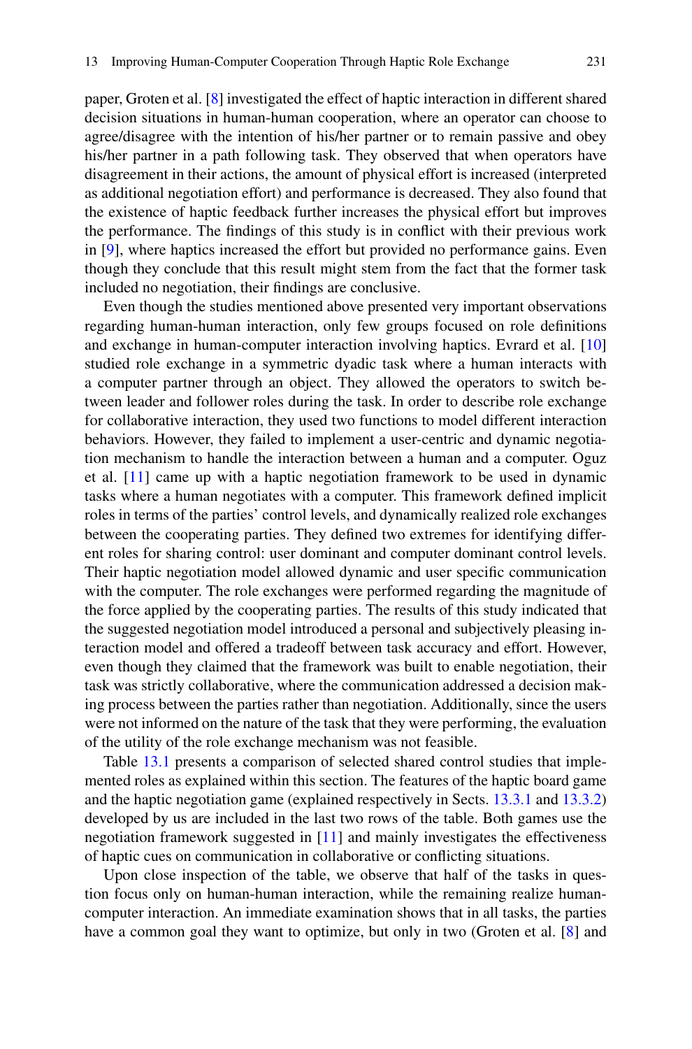paper, Groten et al. [8] investigated the effect of haptic interaction in different shared decision situations in human-human cooperation, where an operator can choose to agree/disagree with the intention of his/her partner or to remain passive and obey his/her partner in a path following task. They observed that when operators have disagreement in their actions, the amount of physical effort is increased (interpreted as additional negotiation effort) and performance is decreased. They also found that the existence of haptic feedback further increases the physical effort but improves the performance. The findings of this study is in conflict with their previous work in [9], where haptics increased the effort but provided no performance gains. Even though they conclude that this result might stem from the fact that the former task included no negotiation, their findings are conclusive.

Even though the studies mentioned above presented very important observations regarding human-human interaction, only few groups focused on role definitions and exchange in human-computer interaction involving haptics. Evrard et al. [10] studied role exchange in a symmetric dyadic task where a human interacts with a computer partner through an object. They allowed the operators to switch between leader and follower roles during the task. In order to describe role exchange for collaborative interaction, they used two functions to model different interaction behaviors. However, they failed to implement a user-centric and dynamic negotiation mechanism to handle the interaction between a human and a computer. Oguz et al. [11] came up with a haptic negotiation framework to be used in dynamic tasks where a human negotiates with a computer. This framework defined implicit roles in terms of the parties' control levels, and dynamically realized role exchanges between the cooperating parties. They defined two extremes for identifying different roles for sharing control: user dominant and computer dominant control levels. Their haptic negotiation model allowed dynamic and user specific communication with the computer. The role exchanges were performed regarding the magnitude of the force applied by the cooperating parties. The results of this study indicated that the suggested negotiation model introduced a personal and subjectively pleasing interaction model and offered a tradeoff between task accuracy and effort. However, even though they claimed that the framework was built to enable negotiation, their task was strictly collaborative, where the communication addressed a decision making process between the parties rather than negotiation. Additionally, since the users were not informed on the nature of the task that they were performing, the evaluation of the utility of the role exchange mechanism was not feasible.

Table 13.1 presents a comparison of selected shared control studies that implemented roles as explained within this section. The features of the haptic board game and the haptic negotiation game (explained respectively in Sects. 13.3.1 and 13.3.2) developed by us are included in the last two rows of the table. Both games use the negotiation framework suggested in [11] and mainly investigates the effectiveness of haptic cues on communication in collaborative or conflicting situations.

Upon close inspection of the table, we observe that half of the tasks in question focus only on human-human interaction, while the remaining realize human-computer interaction. An immediate examination shows that in all tasks, the parties have a common goal they want to optimize, but only in two (Groten et al. [8] and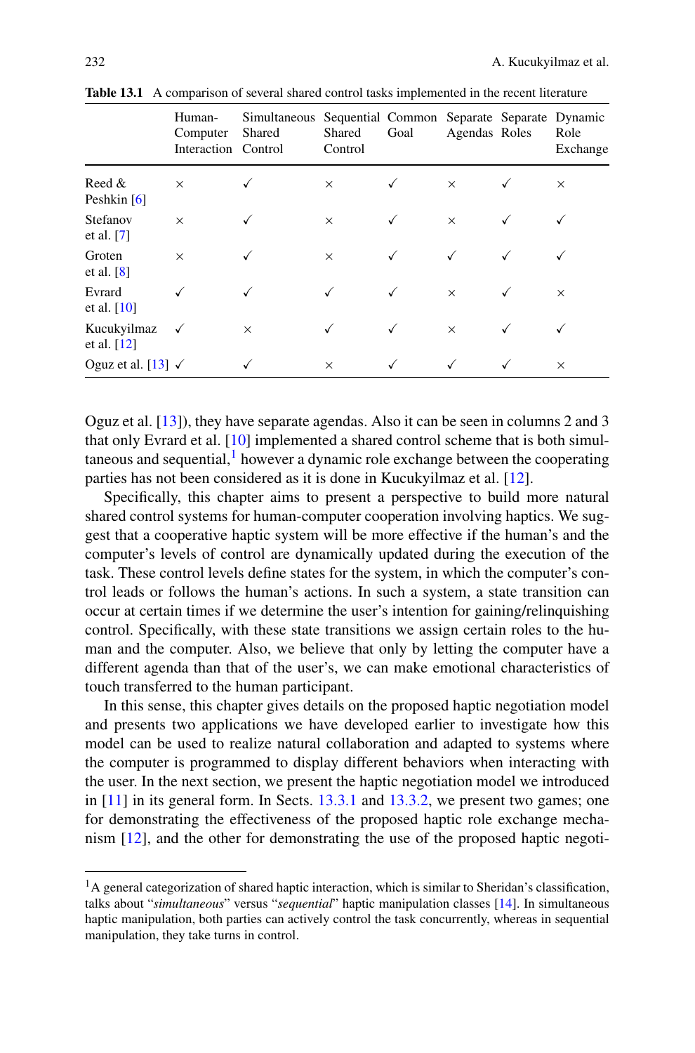**Table 13.1** A comparison of several shared control tasks implemented in the recent literature

| | Human-Computer Interaction | Simultaneous Shared Control | Sequential Shared Control | Common Goal | Separate Agendas | Separate Roles | Dynamic Role Exchange |
|---|---|---|---|---|---|---|---|
| Reed & Peshkin [6] | × | ✓ | × | ✓ | × | ✓ | × |
| Stefanov et al. [7] | × | ✓ | × | ✓ | × | ✓ | ✓ |
| Groten et al. [8] | × | ✓ | × | ✓ | ✓ | ✓ | ✓ |
| Evrard et al. [10] | ✓ | ✓ | ✓ | ✓ | × | ✓ | × |
| Kucukyilmaz et al. [12] | ✓ | × | ✓ | ✓ | × | ✓ | ✓ |
| Oguz et al. [13] | ✓ | ✓ | × | ✓ | ✓ | ✓ | × |

Oguz et al. [13]), they have separate agendas. Also it can be seen in columns 2 and 3 that only Evrard et al. [10] implemented a shared control scheme that is both simultaneous and sequential,[1] however a dynamic role exchange between the cooperating parties has not been considered as it is done in Kucukyilmaz et al. [12].

Specifically, this chapter aims to present a perspective to build more natural shared control systems for human-computer cooperation involving haptics. We suggest that a cooperative haptic system will be more effective if the human's and the computer's levels of control are dynamically updated during the execution of the task. These control levels define states for the system, in which the computer's control leads or follows the human's actions. In such a system, a state transition can occur at certain times if we determine the user's intention for gaining/relinquishing control. Specifically, with these state transitions we assign certain roles to the human and the computer. Also, we believe that only by letting the computer have a different agenda than that of the user's, we can make emotional characteristics of touch transferred to the human participant.

In this sense, this chapter gives details on the proposed haptic negotiation model and presents two applications we have developed earlier to investigate how this model can be used to realize natural collaboration and adapted to systems where the computer is programmed to display different behaviors when interacting with the user. In the next section, we present the haptic negotiation model we introduced in [11] in its general form. In Sects. 13.3.1 and 13.3.2, we present two games; one for demonstrating the effectiveness of the proposed haptic role exchange mechanism [12], and the other for demonstrating the use of the proposed haptic negoti-

[1] A general categorization of shared haptic interaction, which is similar to Sheridan's classification, talks about "*simultaneous*" versus "*sequential*" haptic manipulation classes [14]. In simultaneous haptic manipulation, both parties can actively control the task concurrently, whereas in sequential manipulation, they take turns in control.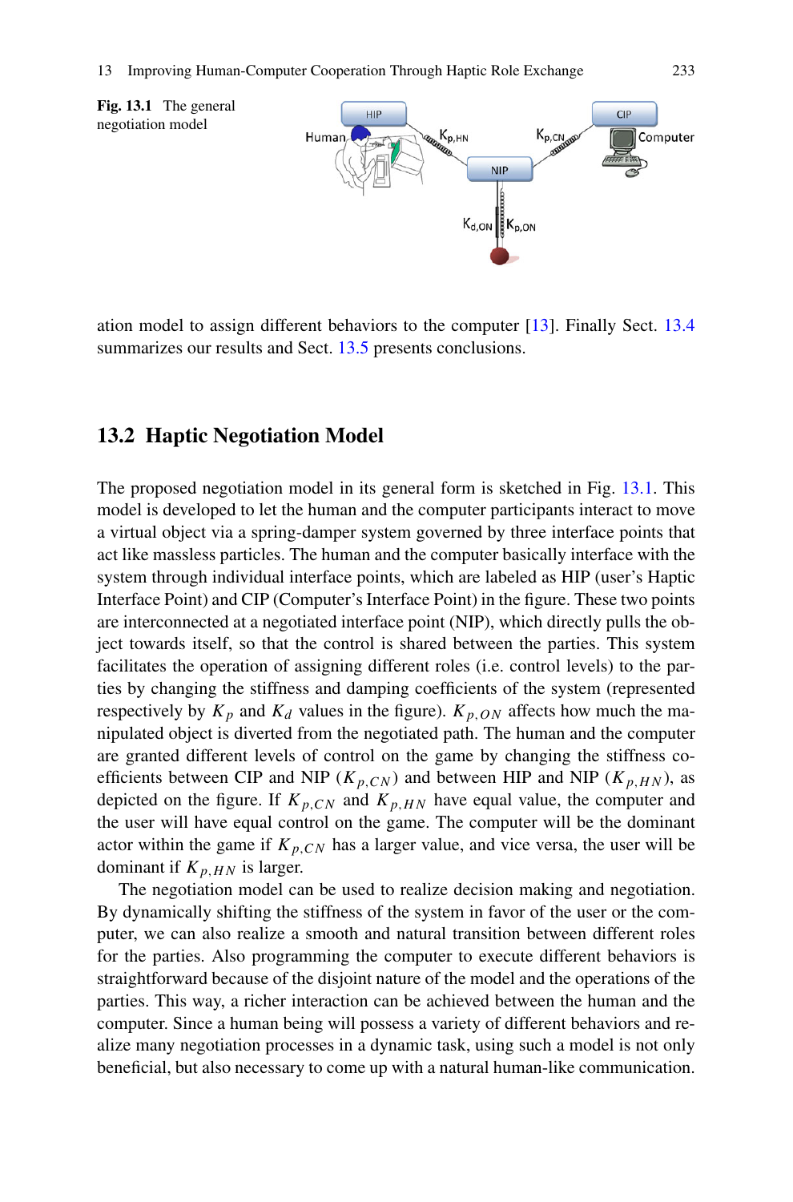**Fig. 13.1** The general negotiation model

ation model to assign different behaviors to the computer [13]. Finally Sect. 13.4 summarizes our results and Sect. 13.5 presents conclusions.

## 13.2 Haptic Negotiation Model

The proposed negotiation model in its general form is sketched in Fig. 13.1. This model is developed to let the human and the computer participants interact to move a virtual object via a spring-damper system governed by three interface points that act like massless particles. The human and the computer basically interface with the system through individual interface points, which are labeled as HIP (user's Haptic Interface Point) and CIP (Computer's Interface Point) in the figure. These two points are interconnected at a negotiated interface point (NIP), which directly pulls the object towards itself, so that the control is shared between the parties. This system facilitates the operation of assigning different roles (i.e. control levels) to the parties by changing the stiffness and damping coefficients of the system (represented respectively by $K_p$ and $K_d$ values in the figure). $K_{p,ON}$ affects how much the manipulated object is diverted from the negotiated path. The human and the computer are granted different levels of control on the game by changing the stiffness coefficients between CIP and NIP ($K_{p,CN}$) and between HIP and NIP ($K_{p,HN}$), as depicted on the figure. If $K_{p,CN}$ and $K_{p,HN}$ have equal value, the computer and the user will have equal control on the game. The computer will be the dominant actor within the game if $K_{p,CN}$ has a larger value, and vice versa, the user will be dominant if $K_{p,HN}$ is larger.

The negotiation model can be used to realize decision making and negotiation. By dynamically shifting the stiffness of the system in favor of the user or the computer, we can also realize a smooth and natural transition between different roles for the parties. Also programming the computer to execute different behaviors is straightforward because of the disjoint nature of the model and the operations of the parties. This way, a richer interaction can be achieved between the human and the computer. Since a human being will possess a variety of different behaviors and realize many negotiation processes in a dynamic task, using such a model is not only beneficial, but also necessary to come up with a natural human-like communication.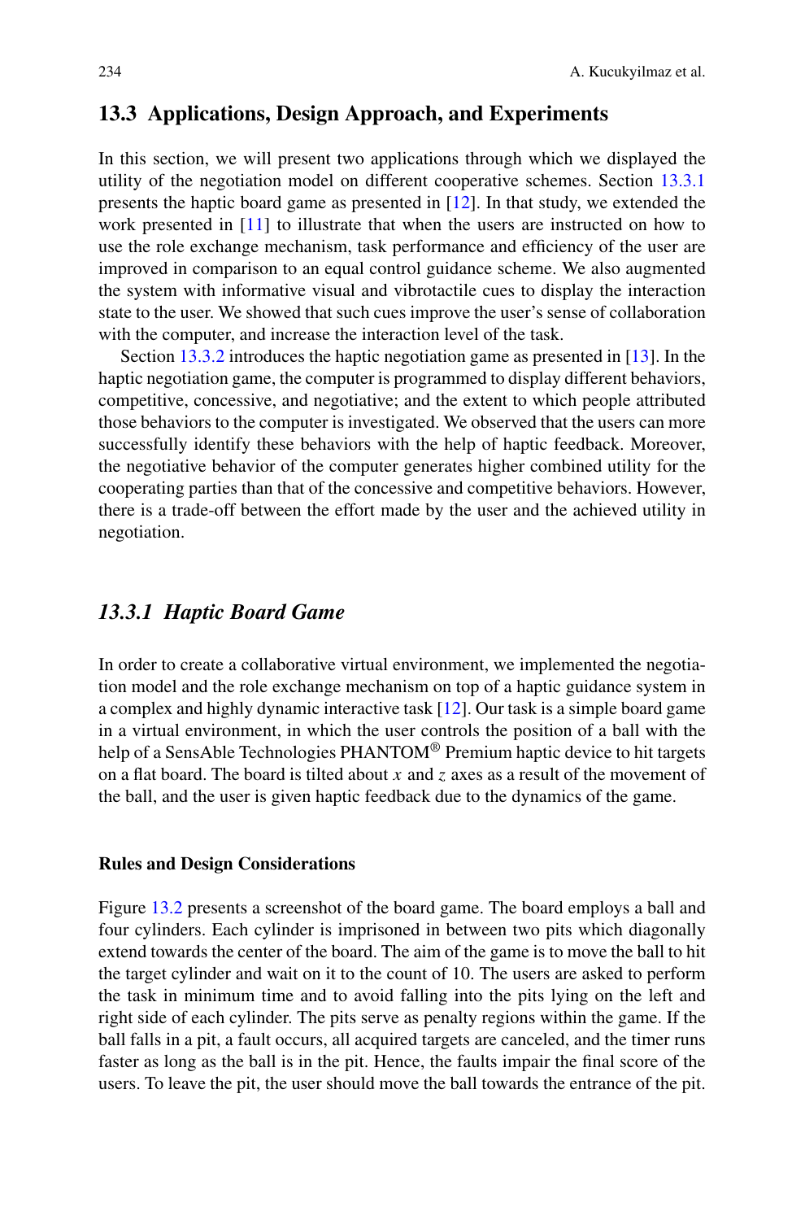## 13.3 Applications, Design Approach, and Experiments

In this section, we will present two applications through which we displayed the utility of the negotiation model on different cooperative schemes. Section 13.3.1 presents the haptic board game as presented in [12]. In that study, we extended the work presented in [11] to illustrate that when the users are instructed on how to use the role exchange mechanism, task performance and efficiency of the user are improved in comparison to an equal control guidance scheme. We also augmented the system with informative visual and vibrotactile cues to display the interaction state to the user. We showed that such cues improve the user's sense of collaboration with the computer, and increase the interaction level of the task.

Section 13.3.2 introduces the haptic negotiation game as presented in [13]. In the haptic negotiation game, the computer is programmed to display different behaviors, competitive, concessive, and negotiative; and the extent to which people attributed those behaviors to the computer is investigated. We observed that the users can more successfully identify these behaviors with the help of haptic feedback. Moreover, the negotiative behavior of the computer generates higher combined utility for the cooperating parties than that of the concessive and competitive behaviors. However, there is a trade-off between the effort made by the user and the achieved utility in negotiation.

### *13.3.1 Haptic Board Game*

In order to create a collaborative virtual environment, we implemented the negotiation model and the role exchange mechanism on top of a haptic guidance system in a complex and highly dynamic interactive task [12]. Our task is a simple board game in a virtual environment, in which the user controls the position of a ball with the help of a SensAble Technologies PHANTOM® Premium haptic device to hit targets on a flat board. The board is tilted about $x$ and $z$ axes as a result of the movement of the ball, and the user is given haptic feedback due to the dynamics of the game.

#### Rules and Design Considerations

Figure 13.2 presents a screenshot of the board game. The board employs a ball and four cylinders. Each cylinder is imprisoned in between two pits which diagonally extend towards the center of the board. The aim of the game is to move the ball to hit the target cylinder and wait on it to the count of 10. The users are asked to perform the task in minimum time and to avoid falling into the pits lying on the left and right side of each cylinder. The pits serve as penalty regions within the game. If the ball falls in a pit, a fault occurs, all acquired targets are canceled, and the timer runs faster as long as the ball is in the pit. Hence, the faults impair the final score of the users. To leave the pit, the user should move the ball towards the entrance of the pit.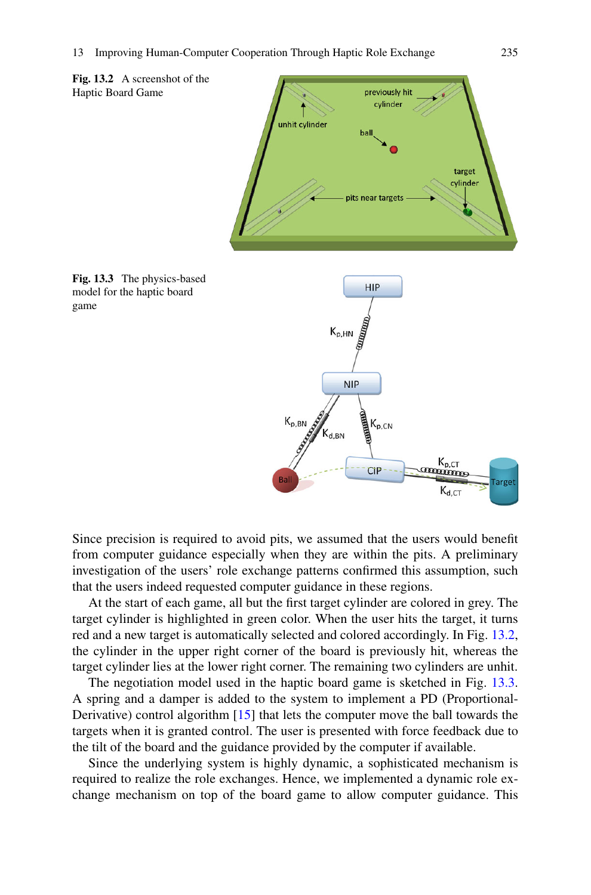**Fig. 13.2** A screenshot of the Haptic Board Game

**Fig. 13.3** The physics-based model for the haptic board game

Since precision is required to avoid pits, we assumed that the users would benefit from computer guidance especially when they are within the pits. A preliminary investigation of the users' role exchange patterns confirmed this assumption, such that the users indeed requested computer guidance in these regions.

At the start of each game, all but the first target cylinder are colored in grey. The target cylinder is highlighted in green color. When the user hits the target, it turns red and a new target is automatically selected and colored accordingly. In Fig. 13.2, the cylinder in the upper right corner of the board is previously hit, whereas the target cylinder lies at the lower right corner. The remaining two cylinders are unhit.

The negotiation model used in the haptic board game is sketched in Fig. 13.3. A spring and a damper is added to the system to implement a PD (Proportional-Derivative) control algorithm [15] that lets the computer move the ball towards the targets when it is granted control. The user is presented with force feedback due to the tilt of the board and the guidance provided by the computer if available.

Since the underlying system is highly dynamic, a sophisticated mechanism is required to realize the role exchanges. Hence, we implemented a dynamic role exchange mechanism on top of the board game to allow computer guidance. This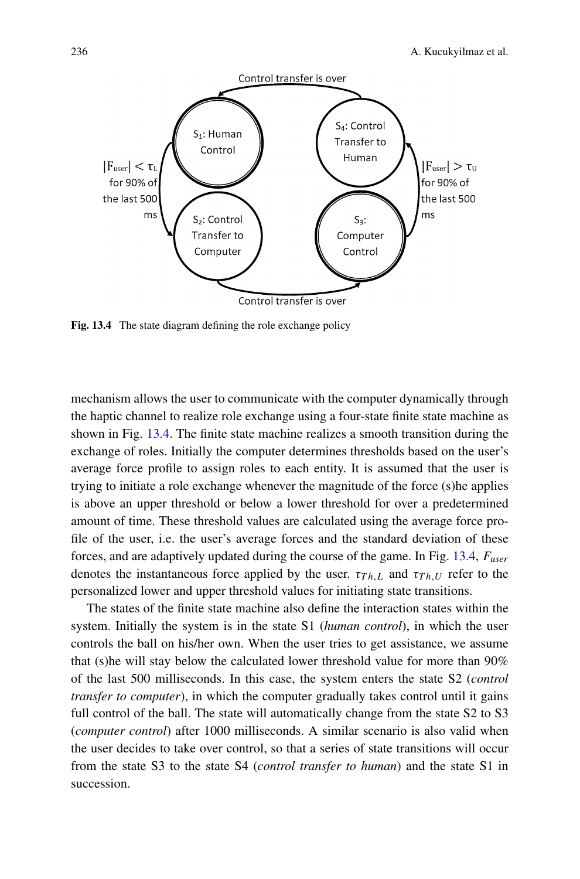Fig. 13.4 The state diagram defining the role exchange policy

mechanism allows the user to communicate with the computer dynamically through the haptic channel to realize role exchange using a four-state finite state machine as shown in Fig. 13.4. The finite state machine realizes a smooth transition during the exchange of roles. Initially the computer determines thresholds based on the user's average force profile to assign roles to each entity. It is assumed that the user is trying to initiate a role exchange whenever the magnitude of the force (s)he applies is above an upper threshold or below a lower threshold for over a predetermined amount of time. These threshold values are calculated using the average force profile of the user, i.e. the user's average forces and the standard deviation of these forces, and are adaptively updated during the course of the game. In Fig. 13.4, $F_{user}$ denotes the instantaneous force applied by the user. $\tau_{Th,L}$ and $\tau_{Th,U}$ refer to the personalized lower and upper threshold values for initiating state transitions.

The states of the finite state machine also define the interaction states within the system. Initially the system is in the state S1 (*human control*), in which the user controls the ball on his/her own. When the user tries to get assistance, we assume that (s)he will stay below the calculated lower threshold value for more than 90% of the last 500 milliseconds. In this case, the system enters the state S2 (*control transfer to computer*), in which the computer gradually takes control until it gains full control of the ball. The state will automatically change from the state S2 to S3 (*computer control*) after 1000 milliseconds. A similar scenario is also valid when the user decides to take over control, so that a series of state transitions will occur from the state S3 to the state S4 (*control transfer to human*) and the state S1 in succession.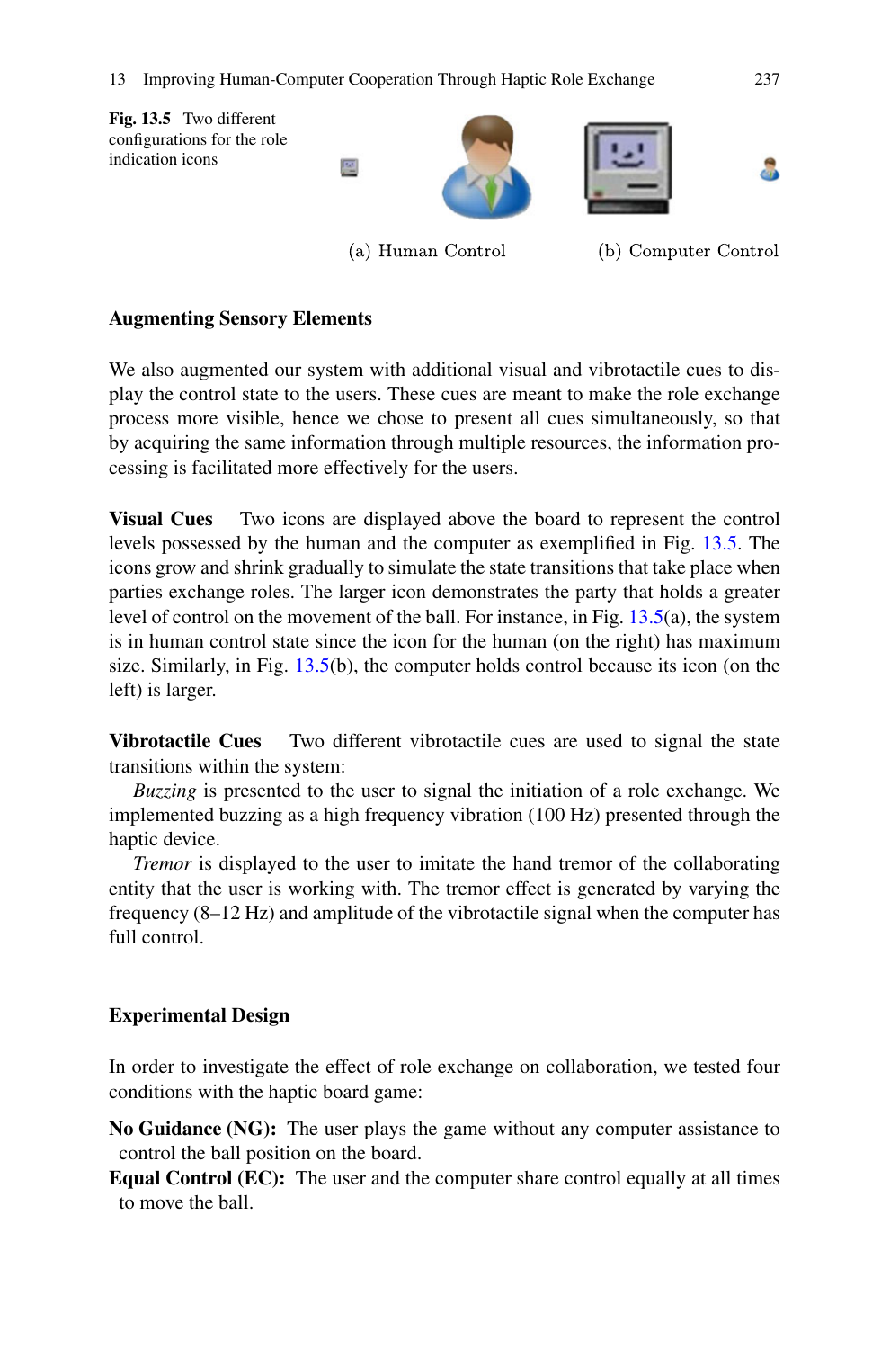**Fig. 13.5** Two different configurations for the role indication icons

(a) Human Control (b) Computer Control

### Augmenting Sensory Elements

We also augmented our system with additional visual and vibrotactile cues to display the control state to the users. These cues are meant to make the role exchange process more visible, hence we chose to present all cues simultaneously, so that by acquiring the same information through multiple resources, the information processing is facilitated more effectively for the users.

**Visual Cues** Two icons are displayed above the board to represent the control levels possessed by the human and the computer as exemplified in Fig. 13.5. The icons grow and shrink gradually to simulate the state transitions that take place when parties exchange roles. The larger icon demonstrates the party that holds a greater level of control on the movement of the ball. For instance, in Fig. 13.5(a), the system is in human control state since the icon for the human (on the right) has maximum size. Similarly, in Fig. 13.5(b), the computer holds control because its icon (on the left) is larger.

**Vibrotactile Cues** Two different vibrotactile cues are used to signal the state transitions within the system:

*Buzzing* is presented to the user to signal the initiation of a role exchange. We implemented buzzing as a high frequency vibration (100 Hz) presented through the haptic device.

*Tremor* is displayed to the user to imitate the hand tremor of the collaborating entity that the user is working with. The tremor effect is generated by varying the frequency (8–12 Hz) and amplitude of the vibrotactile signal when the computer has full control.

### Experimental Design

In order to investigate the effect of role exchange on collaboration, we tested four conditions with the haptic board game:

**No Guidance (NG):** The user plays the game without any computer assistance to control the ball position on the board.

**Equal Control (EC):** The user and the computer share control equally at all times to move the ball.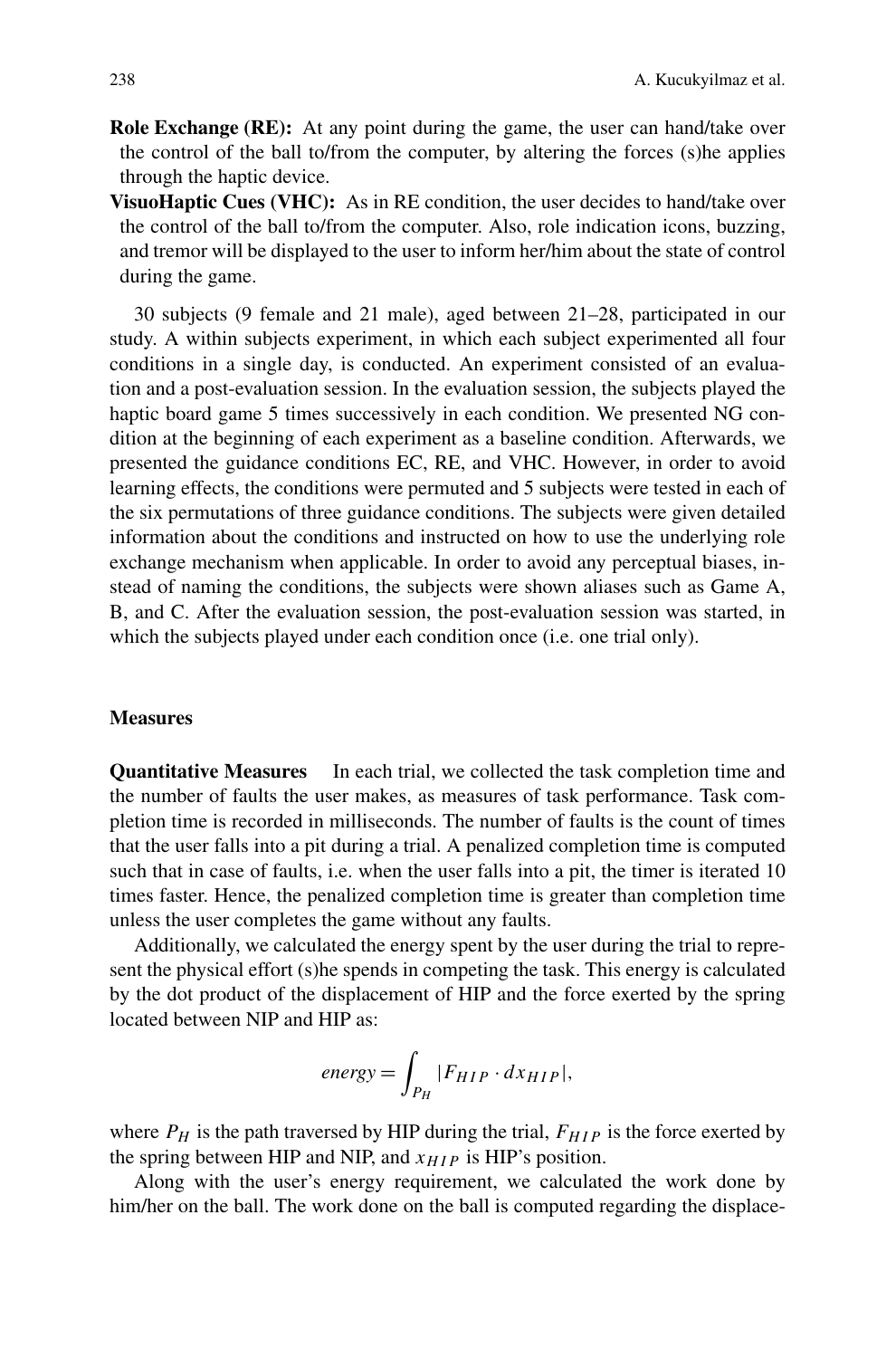**Role Exchange (RE):** At any point during the game, the user can hand/take over the control of the ball to/from the computer, by altering the forces (s)he applies through the haptic device.

**VisuoHaptic Cues (VHC):** As in RE condition, the user decides to hand/take over the control of the ball to/from the computer. Also, role indication icons, buzzing, and tremor will be displayed to the user to inform her/him about the state of control during the game.

30 subjects (9 female and 21 male), aged between 21–28, participated in our study. A within subjects experiment, in which each subject experimented all four conditions in a single day, is conducted. An experiment consisted of an evaluation and a post-evaluation session. In the evaluation session, the subjects played the haptic board game 5 times successively in each condition. We presented NG condition at the beginning of each experiment as a baseline condition. Afterwards, we presented the guidance conditions EC, RE, and VHC. However, in order to avoid learning effects, the conditions were permuted and 5 subjects were tested in each of the six permutations of three guidance conditions. The subjects were given detailed information about the conditions and instructed on how to use the underlying role exchange mechanism when applicable. In order to avoid any perceptual biases, instead of naming the conditions, the subjects were shown aliases such as Game A, B, and C. After the evaluation session, the post-evaluation session was started, in which the subjects played under each condition once (i.e. one trial only).

### Measures

**Quantitative Measures** In each trial, we collected the task completion time and the number of faults the user makes, as measures of task performance. Task completion time is recorded in milliseconds. The number of faults is the count of times that the user falls into a pit during a trial. A penalized completion time is computed such that in case of faults, i.e. when the user falls into a pit, the timer is iterated 10 times faster. Hence, the penalized completion time is greater than completion time unless the user completes the game without any faults.

Additionally, we calculated the energy spent by the user during the trial to represent the physical effort (s)he spends in competing the task. This energy is calculated by the dot product of the displacement of HIP and the force exerted by the spring located between NIP and HIP as:

$$energy = \int_{P_H} |F_{HIP} \cdot dx_{HIP}|,$$

where $P_H$ is the path traversed by HIP during the trial, $F_{HIP}$ is the force exerted by the spring between HIP and NIP, and $x_{HIP}$ is HIP's position.

Along with the user's energy requirement, we calculated the work done by him/her on the ball. The work done on the ball is computed regarding the displace-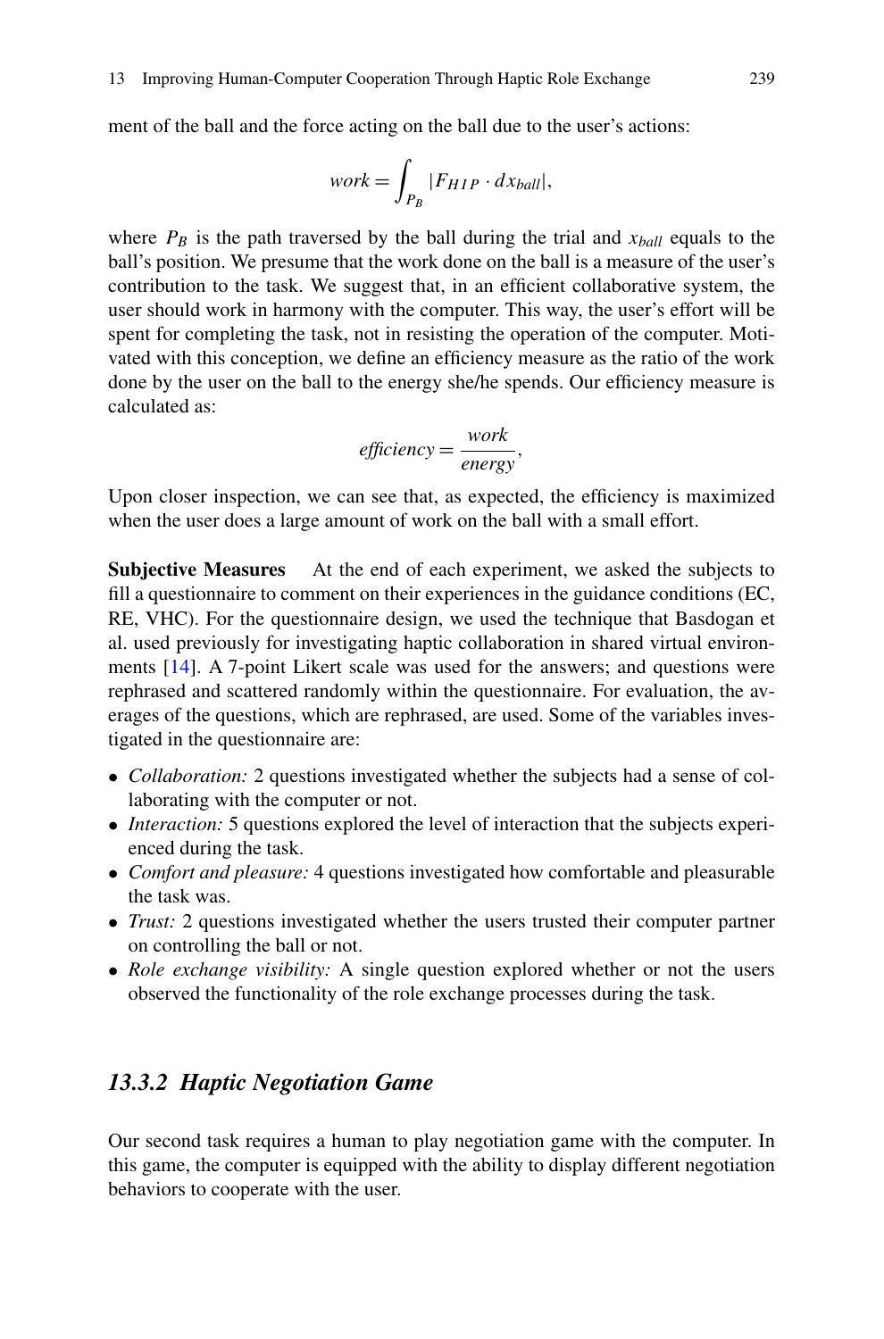ment of the ball and the force acting on the ball due to the user's actions:

$$work = \int_{P_B} |F_{HIP} \cdot dx_{ball}|,$$

where $P_B$ is the path traversed by the ball during the trial and $x_{ball}$ equals to the ball's position. We presume that the work done on the ball is a measure of the user's contribution to the task. We suggest that, in an efficient collaborative system, the user should work in harmony with the computer. This way, the user's effort will be spent for completing the task, not in resisting the operation of the computer. Motivated with this conception, we define an efficiency measure as the ratio of the work done by the user on the ball to the energy she/he spends. Our efficiency measure is calculated as:

$$efficiency = \frac{work}{energy},$$

Upon closer inspection, we can see that, as expected, the efficiency is maximized when the user does a large amount of work on the ball with a small effort.

**Subjective Measures** At the end of each experiment, we asked the subjects to fill a questionnaire to comment on their experiences in the guidance conditions (EC, RE, VHC). For the questionnaire design, we used the technique that Basdogan et al. used previously for investigating haptic collaboration in shared virtual environments [14]. A 7-point Likert scale was used for the answers; and questions were rephrased and scattered randomly within the questionnaire. For evaluation, the averages of the questions, which are rephrased, are used. Some of the variables investigated in the questionnaire are:

- *Collaboration:* 2 questions investigated whether the subjects had a sense of collaborating with the computer or not.
- *Interaction:* 5 questions explored the level of interaction that the subjects experienced during the task.
- *Comfort and pleasure:* 4 questions investigated how comfortable and pleasurable the task was.
- *Trust:* 2 questions investigated whether the users trusted their computer partner on controlling the ball or not.
- *Role exchange visibility:* A single question explored whether or not the users observed the functionality of the role exchange processes during the task.

### *13.3.2 Haptic Negotiation Game*

Our second task requires a human to play negotiation game with the computer. In this game, the computer is equipped with the ability to display different negotiation behaviors to cooperate with the user.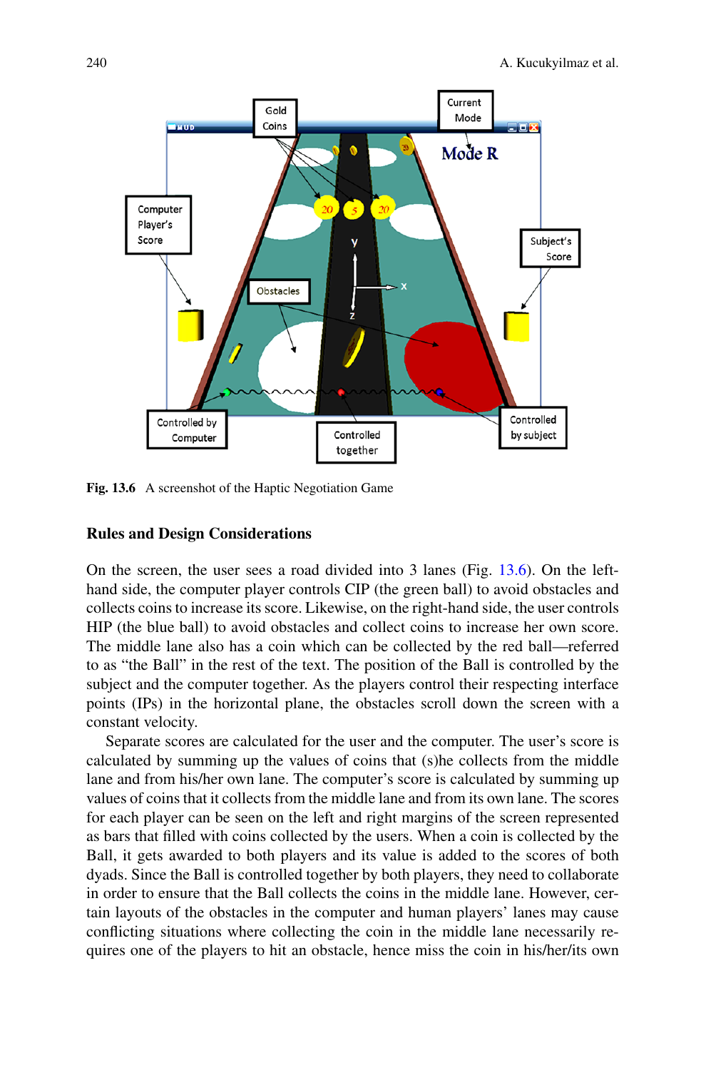Fig. 13.6 A screenshot of the Haptic Negotiation Game

### Rules and Design Considerations

On the screen, the user sees a road divided into 3 lanes (Fig. 13.6). On the left-hand side, the computer player controls CIP (the green ball) to avoid obstacles and collects coins to increase its score. Likewise, on the right-hand side, the user controls HIP (the blue ball) to avoid obstacles and collect coins to increase her own score. The middle lane also has a coin which can be collected by the red ball—referred to as "the Ball" in the rest of the text. The position of the Ball is controlled by the subject and the computer together. As the players control their respecting interface points (IPs) in the horizontal plane, the obstacles scroll down the screen with a constant velocity.

Separate scores are calculated for the user and the computer. The user's score is calculated by summing up the values of coins that (s)he collects from the middle lane and from his/her own lane. The computer's score is calculated by summing up values of coins that it collects from the middle lane and from its own lane. The scores for each player can be seen on the left and right margins of the screen represented as bars that filled with coins collected by the users. When a coin is collected by the Ball, it gets awarded to both players and its value is added to the scores of both dyads. Since the Ball is controlled together by both players, they need to collaborate in order to ensure that the Ball collects the coins in the middle lane. However, certain layouts of the obstacles in the computer and human players' lanes may cause conflicting situations where collecting the coin in the middle lane necessarily requires one of the players to hit an obstacle, hence miss the coin in his/her/its own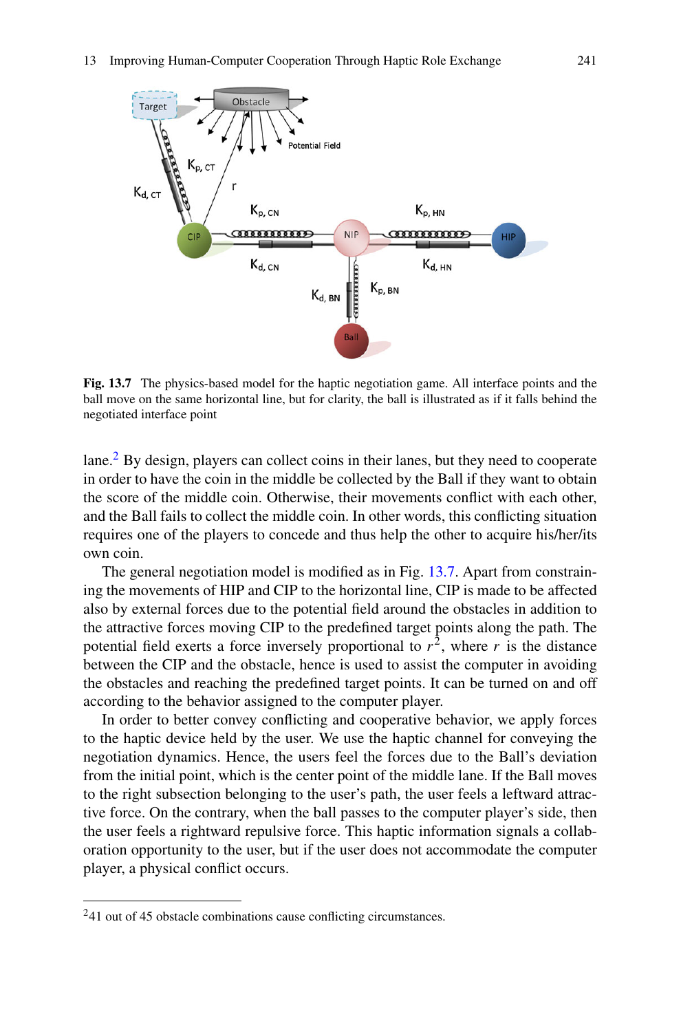Target

Obstacle

Potential Field

$K_{p,CT}$

$K_{d,CT}$

r

$K_{p,CN}$

$K_{p,HN}$

CIP

NIP

HIP

$K_{d,CN}$

$K_{d,HN}$

$K_{d,BN}$

$K_{p,BN}$

Ball

**Fig. 13.7** The physics-based model for the haptic negotiation game. All interface points and the ball move on the same horizontal line, but for clarity, the ball is illustrated as if it falls behind the negotiated interface point

lane.[2] By design, players can collect coins in their lanes, but they need to cooperate in order to have the coin in the middle be collected by the Ball if they want to obtain the score of the middle coin. Otherwise, their movements conflict with each other, and the Ball fails to collect the middle coin. In other words, this conflicting situation requires one of the players to concede and thus help the other to acquire his/her/its own coin.

The general negotiation model is modified as in Fig. 13.7. Apart from constraining the movements of HIP and CIP to the horizontal line, CIP is made to be affected also by external forces due to the potential field around the obstacles in addition to the attractive forces moving CIP to the predefined target points along the path. The potential field exerts a force inversely proportional to $r^2$, where $r$ is the distance between the CIP and the obstacle, hence is used to assist the computer in avoiding the obstacles and reaching the predefined target points. It can be turned on and off according to the behavior assigned to the computer player.

In order to better convey conflicting and cooperative behavior, we apply forces to the haptic device held by the user. We use the haptic channel for conveying the negotiation dynamics. Hence, the users feel the forces due to the Ball's deviation from the initial point, which is the center point of the middle lane. If the Ball moves to the right subsection belonging to the user's path, the user feels a leftward attractive force. On the contrary, when the ball passes to the computer player's side, then the user feels a rightward repulsive force. This haptic information signals a collaboration opportunity to the user, but if the user does not accommodate the computer player, a physical conflict occurs.

[2] 41 out of 45 obstacle combinations cause conflicting circumstances.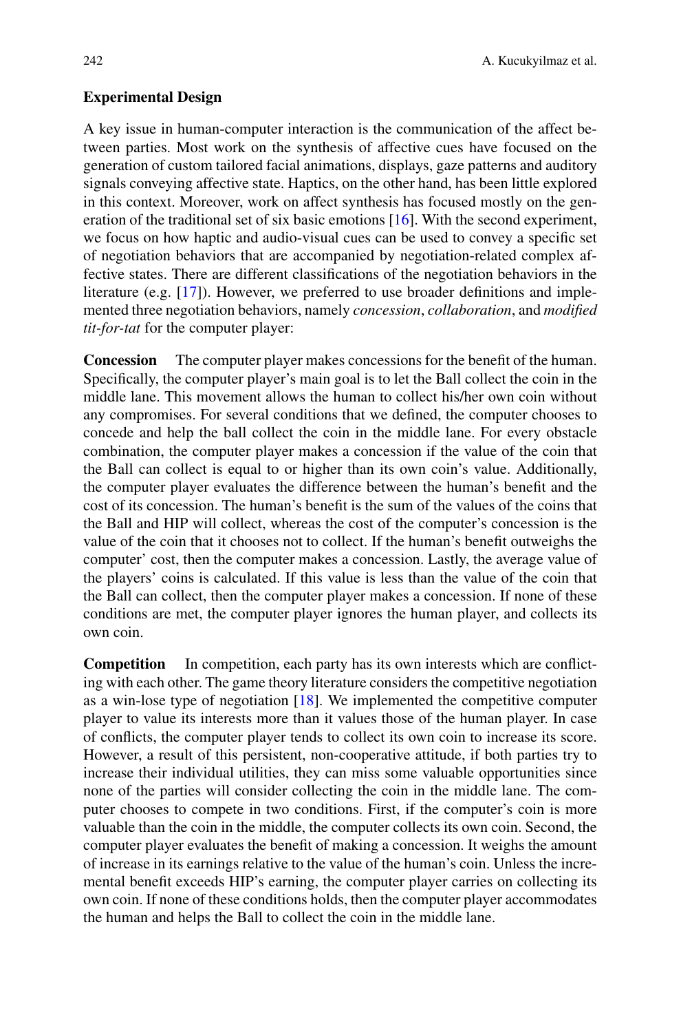**Experimental Design**

A key issue in human-computer interaction is the communication of the affect between parties. Most work on the synthesis of affective cues have focused on the generation of custom tailored facial animations, displays, gaze patterns and auditory signals conveying affective state. Haptics, on the other hand, has been little explored in this context. Moreover, work on affect synthesis has focused mostly on the generation of the traditional set of six basic emotions [16]. With the second experiment, we focus on how haptic and audio-visual cues can be used to convey a specific set of negotiation behaviors that are accompanied by negotiation-related complex affective states. There are different classifications of the negotiation behaviors in the literature (e.g. [17]). However, we preferred to use broader definitions and implemented three negotiation behaviors, namely *concession*, *collaboration*, and *modified tit-for-tat* for the computer player:

**Concession** The computer player makes concessions for the benefit of the human. Specifically, the computer player's main goal is to let the Ball collect the coin in the middle lane. This movement allows the human to collect his/her own coin without any compromises. For several conditions that we defined, the computer chooses to concede and help the ball collect the coin in the middle lane. For every obstacle combination, the computer player makes a concession if the value of the coin that the Ball can collect is equal to or higher than its own coin's value. Additionally, the computer player evaluates the difference between the human's benefit and the cost of its concession. The human's benefit is the sum of the values of the coins that the Ball and HIP will collect, whereas the cost of the computer's concession is the value of the coin that it chooses not to collect. If the human's benefit outweighs the computer' cost, then the computer makes a concession. Lastly, the average value of the players' coins is calculated. If this value is less than the value of the coin that the Ball can collect, then the computer player makes a concession. If none of these conditions are met, the computer player ignores the human player, and collects its own coin.

**Competition** In competition, each party has its own interests which are conflicting with each other. The game theory literature considers the competitive negotiation as a win-lose type of negotiation [18]. We implemented the competitive computer player to value its interests more than it values those of the human player. In case of conflicts, the computer player tends to collect its own coin to increase its score. However, a result of this persistent, non-cooperative attitude, if both parties try to increase their individual utilities, they can miss some valuable opportunities since none of the parties will consider collecting the coin in the middle lane. The computer chooses to compete in two conditions. First, if the computer's coin is more valuable than the coin in the middle, the computer collects its own coin. Second, the computer player evaluates the benefit of making a concession. It weighs the amount of increase in its earnings relative to the value of the human's coin. Unless the incremental benefit exceeds HIP's earning, the computer player carries on collecting its own coin. If none of these conditions holds, then the computer player accommodates the human and helps the Ball to collect the coin in the middle lane.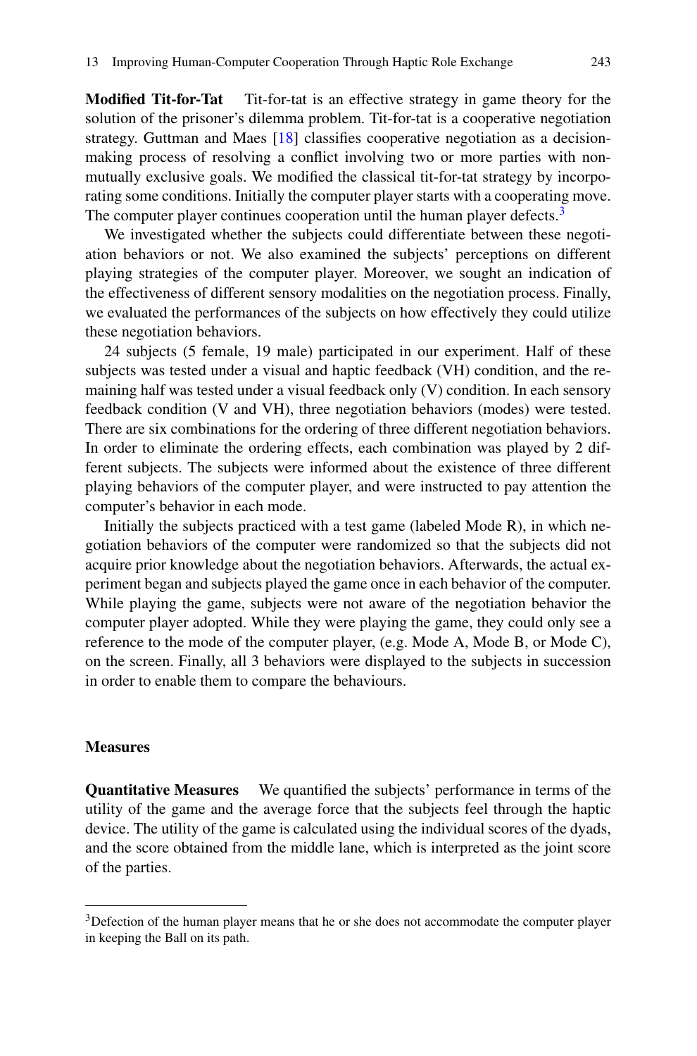**Modified Tit-for-Tat** Tit-for-tat is an effective strategy in game theory for the solution of the prisoner's dilemma problem. Tit-for-tat is a cooperative negotiation strategy. Guttman and Maes [18] classifies cooperative negotiation as a decision-making process of resolving a conflict involving two or more parties with non-mutually exclusive goals. We modified the classical tit-for-tat strategy by incorporating some conditions. Initially the computer player starts with a cooperating move. The computer player continues cooperation until the human player defects.[3]

We investigated whether the subjects could differentiate between these negotiation behaviors or not. We also examined the subjects' perceptions on different playing strategies of the computer player. Moreover, we sought an indication of the effectiveness of different sensory modalities on the negotiation process. Finally, we evaluated the performances of the subjects on how effectively they could utilize these negotiation behaviors.

24 subjects (5 female, 19 male) participated in our experiment. Half of these subjects was tested under a visual and haptic feedback (VH) condition, and the remaining half was tested under a visual feedback only (V) condition. In each sensory feedback condition (V and VH), three negotiation behaviors (modes) were tested. There are six combinations for the ordering of three different negotiation behaviors. In order to eliminate the ordering effects, each combination was played by 2 different subjects. The subjects were informed about the existence of three different playing behaviors of the computer player, and were instructed to pay attention the computer's behavior in each mode.

Initially the subjects practiced with a test game (labeled Mode R), in which negotiation behaviors of the computer were randomized so that the subjects did not acquire prior knowledge about the negotiation behaviors. Afterwards, the actual experiment began and subjects played the game once in each behavior of the computer. While playing the game, subjects were not aware of the negotiation behavior the computer player adopted. While they were playing the game, they could only see a reference to the mode of the computer player, (e.g. Mode A, Mode B, or Mode C), on the screen. Finally, all 3 behaviors were displayed to the subjects in succession in order to enable them to compare the behaviours.

### Measures

**Quantitative Measures** We quantified the subjects' performance in terms of the utility of the game and the average force that the subjects feel through the haptic device. The utility of the game is calculated using the individual scores of the dyads, and the score obtained from the middle lane, which is interpreted as the joint score of the parties.

---

[3] Defection of the human player means that he or she does not accommodate the computer player in keeping the Ball on its path.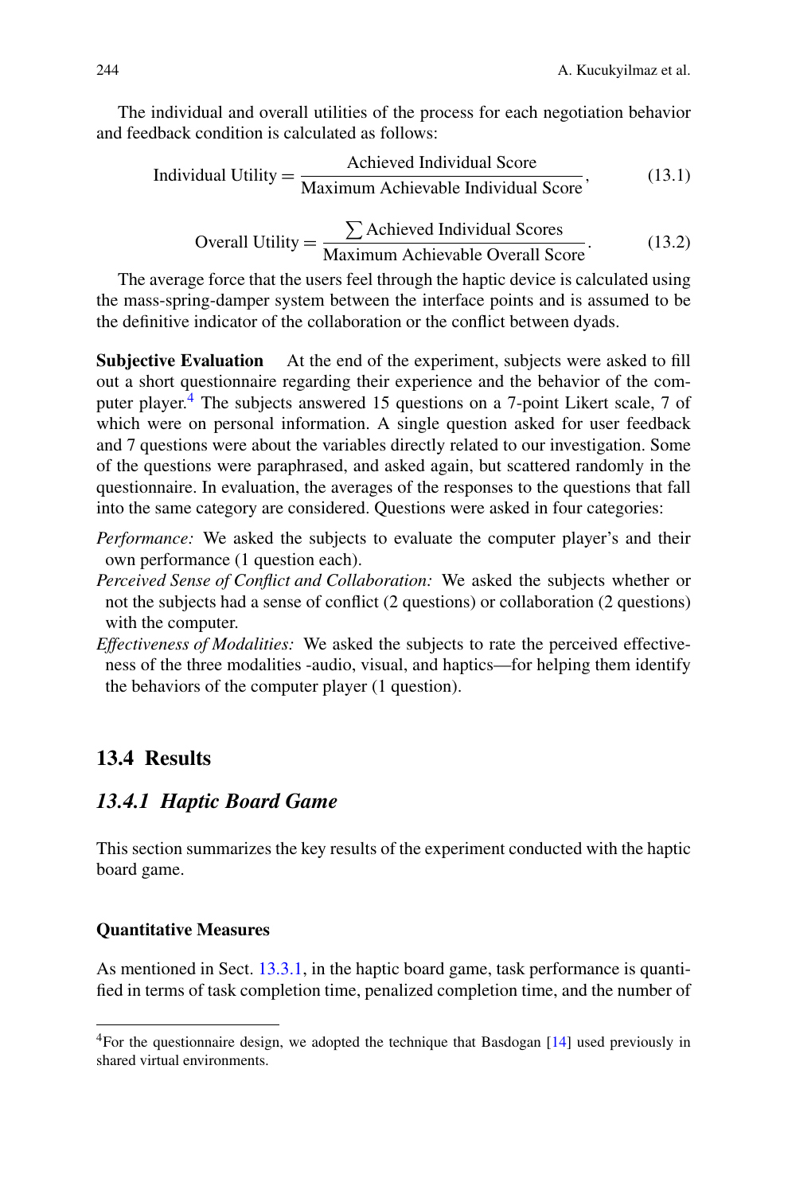The individual and overall utilities of the process for each negotiation behavior and feedback condition is calculated as follows:

$$\text{Individual Utility} = \frac{\text{Achieved Individual Score}}{\text{Maximum Achievable Individual Score}}, \tag{13.1}$$

$$\text{Overall Utility} = \frac{\sum \text{Achieved Individual Scores}}{\text{Maximum Achievable Overall Score}}. \tag{13.2}$$

The average force that the users feel through the haptic device is calculated using the mass-spring-damper system between the interface points and is assumed to be the definitive indicator of the collaboration or the conflict between dyads.

**Subjective Evaluation** At the end of the experiment, subjects were asked to fill out a short questionnaire regarding their experience and the behavior of the computer player.[4] The subjects answered 15 questions on a 7-point Likert scale, 7 of which were on personal information. A single question asked for user feedback and 7 questions were about the variables directly related to our investigation. Some of the questions were paraphrased, and asked again, but scattered randomly in the questionnaire. In evaluation, the averages of the responses to the questions that fall into the same category are considered. Questions were asked in four categories:

*Performance:* We asked the subjects to evaluate the computer player's and their own performance (1 question each).

*Perceived Sense of Conflict and Collaboration:* We asked the subjects whether or not the subjects had a sense of conflict (2 questions) or collaboration (2 questions) with the computer.

*Effectiveness of Modalities:* We asked the subjects to rate the perceived effectiveness of the three modalities -audio, visual, and haptics—for helping them identify the behaviors of the computer player (1 question).

## 13.4 Results

### 13.4.1 Haptic Board Game

This section summarizes the key results of the experiment conducted with the haptic board game.

#### Quantitative Measures

As mentioned in Sect. 13.3.1, in the haptic board game, task performance is quantified in terms of task completion time, penalized completion time, and the number of

[4] For the questionnaire design, we adopted the technique that Basdogan [14] used previously in shared virtual environments.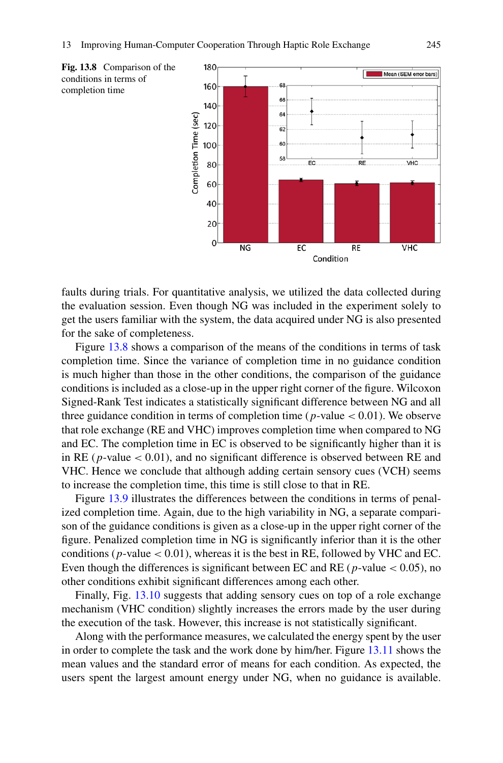**Fig. 13.8** Comparison of the conditions in terms of completion time

faults during trials. For quantitative analysis, we utilized the data collected during the evaluation session. Even though NG was included in the experiment solely to get the users familiar with the system, the data acquired under NG is also presented for the sake of completeness.

Figure 13.8 shows a comparison of the means of the conditions in terms of task completion time. Since the variance of completion time in no guidance condition is much higher than those in the other conditions, the comparison of the guidance conditions is included as a close-up in the upper right corner of the figure. Wilcoxon Signed-Rank Test indicates a statistically significant difference between NG and all three guidance condition in terms of completion time ($p$-value $< 0.01$). We observe that role exchange (RE and VHC) improves completion time when compared to NG and EC. The completion time in EC is observed to be significantly higher than it is in RE ($p$-value $< 0.01$), and no significant difference is observed between RE and VHC. Hence we conclude that although adding certain sensory cues (VCH) seems to increase the completion time, this time is still close to that in RE.

Figure 13.9 illustrates the differences between the conditions in terms of penalized completion time. Again, due to the high variability in NG, a separate comparison of the guidance conditions is given as a close-up in the upper right corner of the figure. Penalized completion time in NG is significantly inferior than it is the other conditions ($p$-value $< 0.01$), whereas it is the best in RE, followed by VHC and EC. Even though the differences is significant between EC and RE ($p$-value $< 0.05$), no other conditions exhibit significant differences among each other.

Finally, Fig. 13.10 suggests that adding sensory cues on top of a role exchange mechanism (VHC condition) slightly increases the errors made by the user during the execution of the task. However, this increase is not statistically significant.

Along with the performance measures, we calculated the energy spent by the user in order to complete the task and the work done by him/her. Figure 13.11 shows the mean values and the standard error of means for each condition. As expected, the users spent the largest amount energy under NG, when no guidance is available.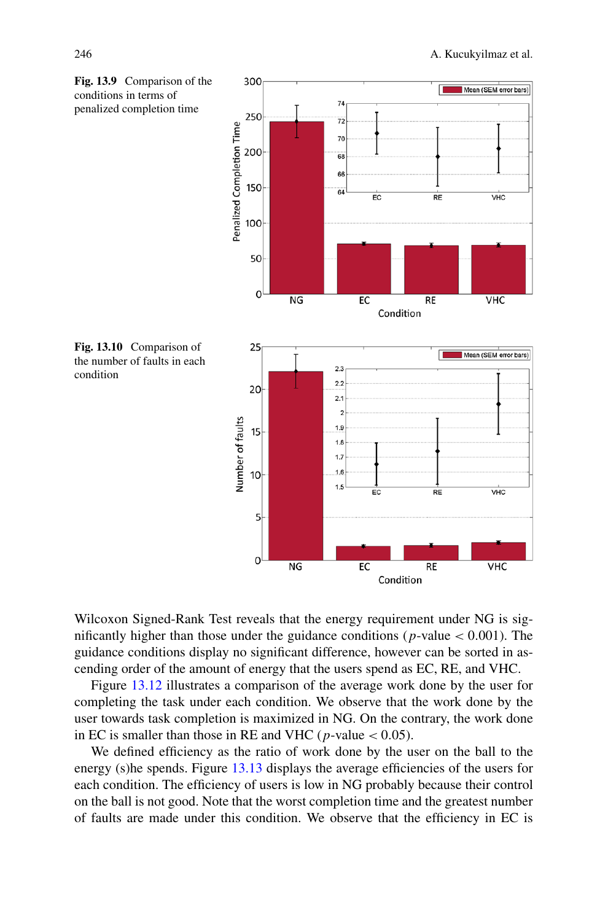**Fig. 13.9** Comparison of the conditions in terms of penalized completion time

**Fig. 13.10** Comparison of the number of faults in each condition

Wilcoxon Signed-Rank Test reveals that the energy requirement under NG is significantly higher than those under the guidance conditions ($p$-value $< 0.001$). The guidance conditions display no significant difference, however can be sorted in ascending order of the amount of energy that the users spend as EC, RE, and VHC.

Figure 13.12 illustrates a comparison of the average work done by the user for completing the task under each condition. We observe that the work done by the user towards task completion is maximized in NG. On the contrary, the work done in EC is smaller than those in RE and VHC ($p$-value $< 0.05$).

We defined efficiency as the ratio of work done by the user on the ball to the energy (s)he spends. Figure 13.13 displays the average efficiencies of the users for each condition. The efficiency of users is low in NG probably because their control on the ball is not good. Note that the worst completion time and the greatest number of faults are made under this condition. We observe that the efficiency in EC is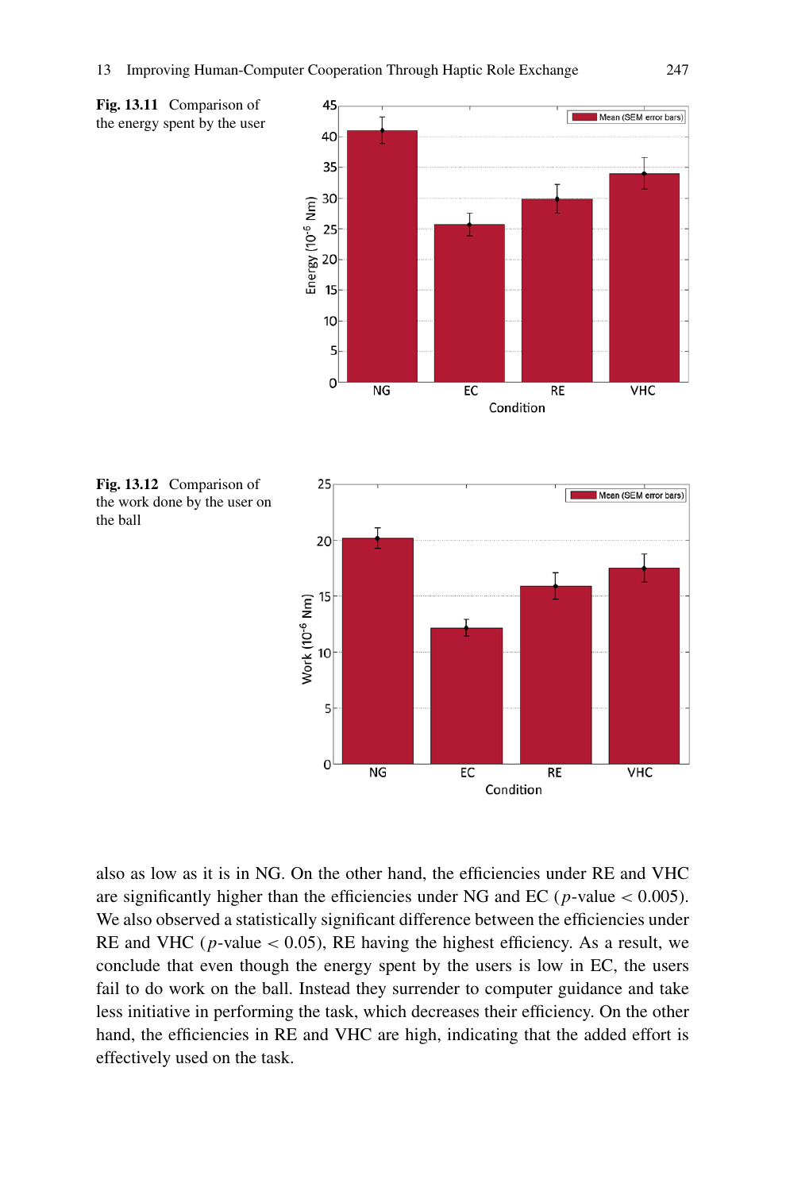**Fig. 13.11** Comparison of the energy spent by the user

**Fig. 13.12** Comparison of the work done by the user on the ball

also as low as it is in NG. On the other hand, the efficiencies under RE and VHC are significantly higher than the efficiencies under NG and EC ($p$-value $< 0.005$). We also observed a statistically significant difference between the efficiencies under RE and VHC ($p$-value $< 0.05$), RE having the highest efficiency. As a result, we conclude that even though the energy spent by the users is low in EC, the users fail to do work on the ball. Instead they surrender to computer guidance and take less initiative in performing the task, which decreases their efficiency. On the other hand, the efficiencies in RE and VHC are high, indicating that the added effort is effectively used on the task.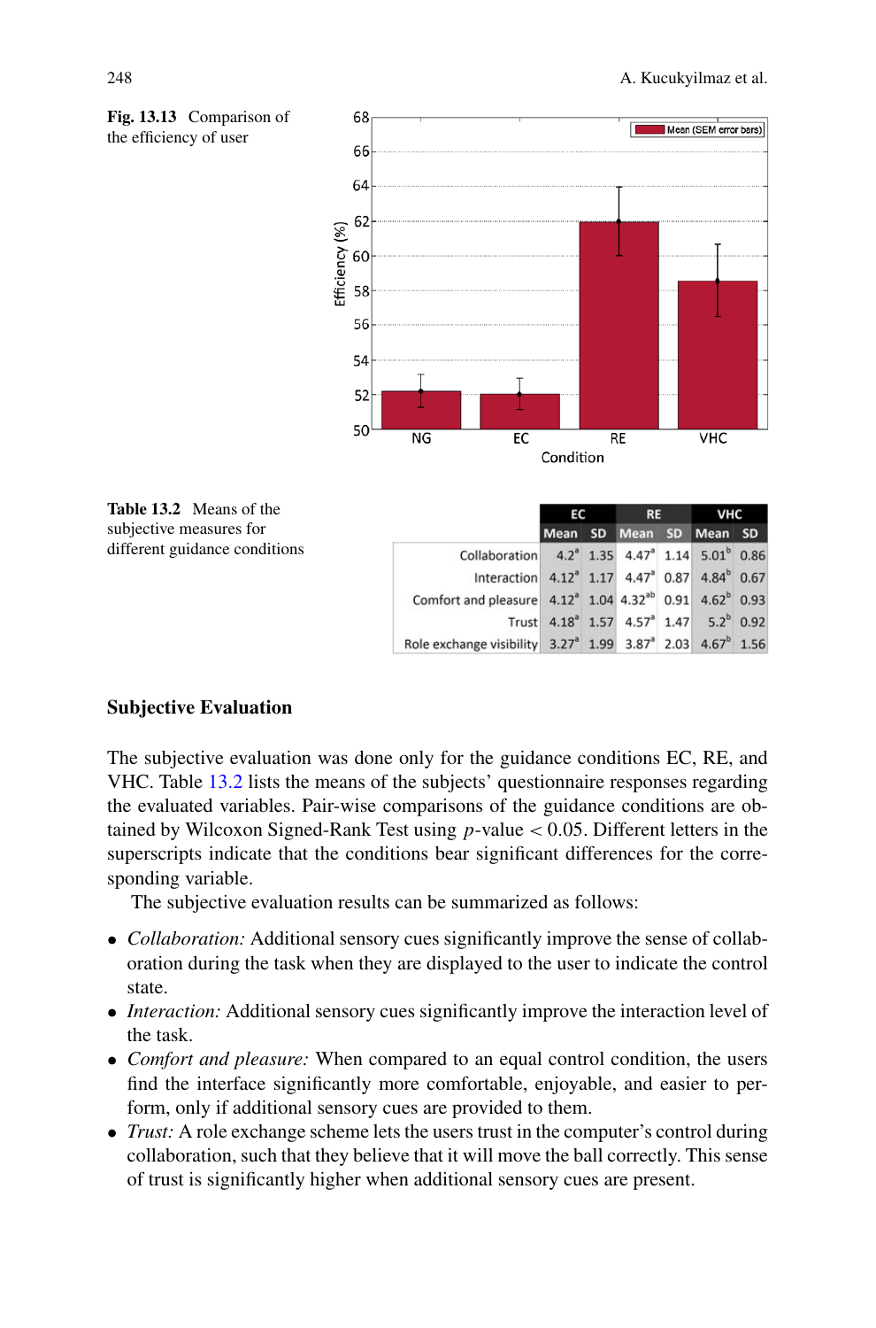**Fig. 13.13** Comparison of the efficiency of user

**Table 13.2** Means of the subjective measures for different guidance conditions

| | EC | | RE | | VHC | |
|---|---|---|---|---|---|---|
| | Mean | SD | Mean | SD | Mean | SD |
| Collaboration | 4.2[a] | 1.35 | 4.47[a] | 1.14 | 5.01[b] | 0.86 |
| Interaction | 4.12[a] | 1.17 | 4.47[a] | 0.87 | 4.84[b] | 0.67 |
| Comfort and pleasure | 4.12[a] | 1.04 | 4.32[ab] | 0.91 | 4.62[b] | 0.93 |
| Trust | 4.18[a] | 1.57 | 4.57[a] | 1.47 | 5.2[b] | 0.92 |
| Role exchange visibility | 3.27[a] | 1.99 | 3.87[a] | 2.03 | 4.67[b] | 1.56 |

### Subjective Evaluation

The subjective evaluation was done only for the guidance conditions EC, RE, and VHC. Table 13.2 lists the means of the subjects' questionnaire responses regarding the evaluated variables. Pair-wise comparisons of the guidance conditions are obtained by Wilcoxon Signed-Rank Test using $p$-value $< 0.05$. Different letters in the superscripts indicate that the conditions bear significant differences for the corresponding variable.

The subjective evaluation results can be summarized as follows:

- *Collaboration:* Additional sensory cues significantly improve the sense of collaboration during the task when they are displayed to the user to indicate the control state.
- *Interaction:* Additional sensory cues significantly improve the interaction level of the task.
- *Comfort and pleasure:* When compared to an equal control condition, the users find the interface significantly more comfortable, enjoyable, and easier to perform, only if additional sensory cues are provided to them.
- *Trust:* A role exchange scheme lets the users trust in the computer's control during collaboration, such that they believe that it will move the ball correctly. This sense of trust is significantly higher when additional sensory cues are present.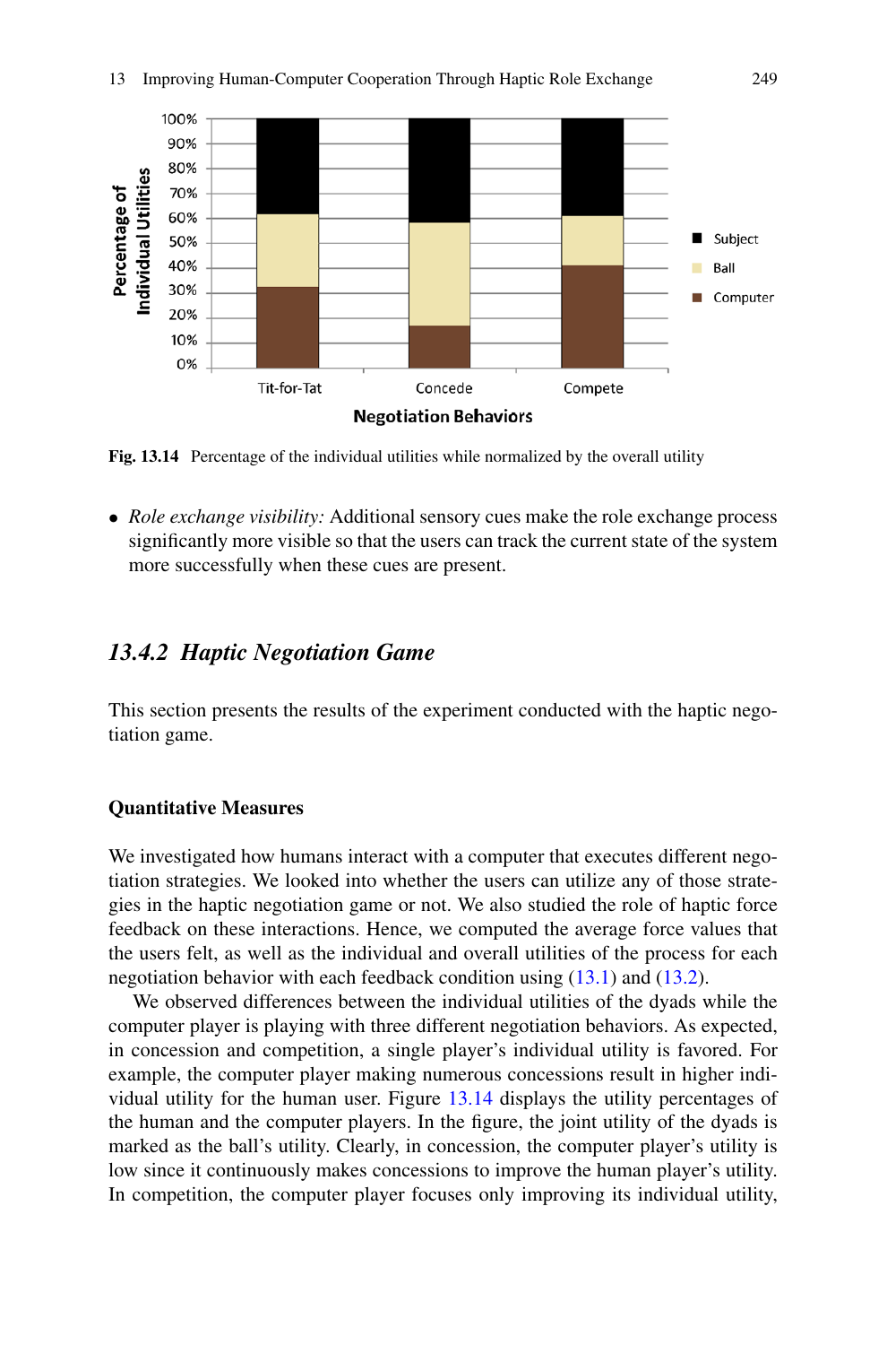Fig. 13.14 Percentage of the individual utilities while normalized by the overall utility

- *Role exchange visibility:* Additional sensory cues make the role exchange process significantly more visible so that the users can track the current state of the system more successfully when these cues are present.

## 13.4.2 Haptic Negotiation Game

This section presents the results of the experiment conducted with the haptic negotiation game.

### Quantitative Measures

We investigated how humans interact with a computer that executes different negotiation strategies. We looked into whether the users can utilize any of those strategies in the haptic negotiation game or not. We also studied the role of haptic force feedback on these interactions. Hence, we computed the average force values that the users felt, as well as the individual and overall utilities of the process for each negotiation behavior with each feedback condition using (13.1) and (13.2).

We observed differences between the individual utilities of the dyads while the computer player is playing with three different negotiation behaviors. As expected, in concession and competition, a single player's individual utility is favored. For example, the computer player making numerous concessions result in higher individual utility for the human user. Figure 13.14 displays the utility percentages of the human and the computer players. In the figure, the joint utility of the dyads is marked as the ball's utility. Clearly, in concession, the computer player's utility is low since it continuously makes concessions to improve the human player's utility. In competition, the computer player focuses only improving its individual utility,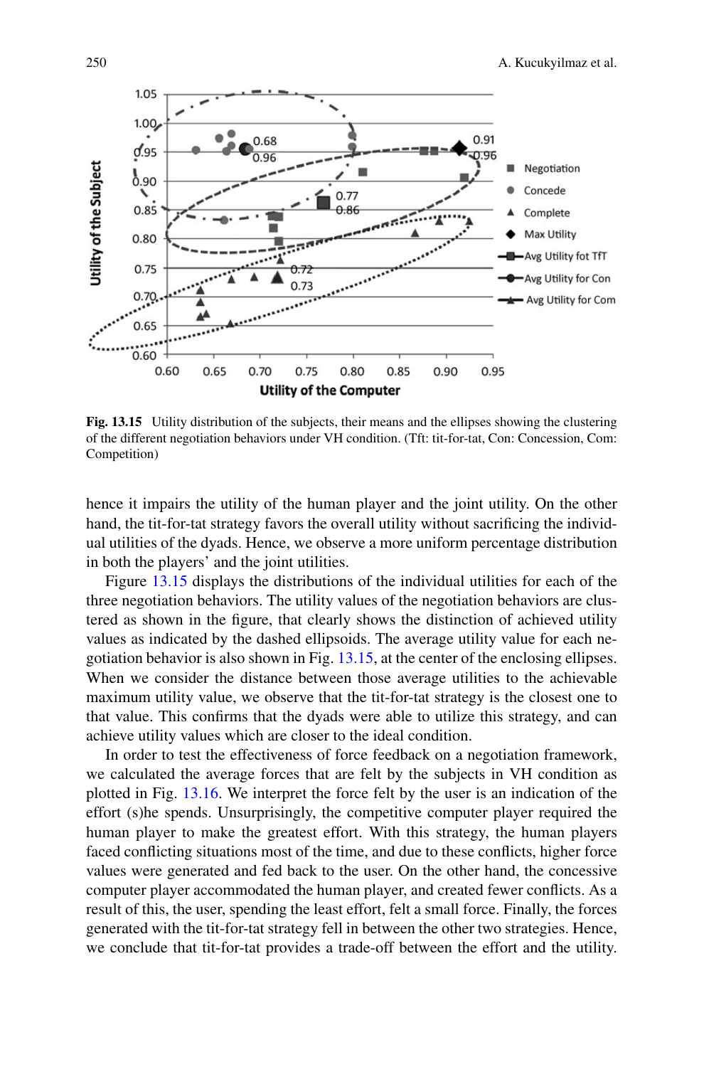**Fig. 13.15** Utility distribution of the subjects, their means and the ellipses showing the clustering of the different negotiation behaviors under VH condition. (Tft: tit-for-tat, Con: Concession, Com: Competition)

hence it impairs the utility of the human player and the joint utility. On the other hand, the tit-for-tat strategy favors the overall utility without sacrificing the individual utilities of the dyads. Hence, we observe a more uniform percentage distribution in both the players' and the joint utilities.

Figure 13.15 displays the distributions of the individual utilities for each of the three negotiation behaviors. The utility values of the negotiation behaviors are clustered as shown in the figure, that clearly shows the distinction of achieved utility values as indicated by the dashed ellipsoids. The average utility value for each negotiation behavior is also shown in Fig. 13.15, at the center of the enclosing ellipses. When we consider the distance between those average utilities to the achievable maximum utility value, we observe that the tit-for-tat strategy is the closest one to that value. This confirms that the dyads were able to utilize this strategy, and can achieve utility values which are closer to the ideal condition.

In order to test the effectiveness of force feedback on a negotiation framework, we calculated the average forces that are felt by the subjects in VH condition as plotted in Fig. 13.16. We interpret the force felt by the user is an indication of the effort (s)he spends. Unsurprisingly, the competitive computer player required the human player to make the greatest effort. With this strategy, the human players faced conflicting situations most of the time, and due to these conflicts, higher force values were generated and fed back to the user. On the other hand, the concessive computer player accommodated the human player, and created fewer conflicts. As a result of this, the user, spending the least effort, felt a small force. Finally, the forces generated with the tit-for-tat strategy fell in between the other two strategies. Hence, we conclude that tit-for-tat provides a trade-off between the effort and the utility.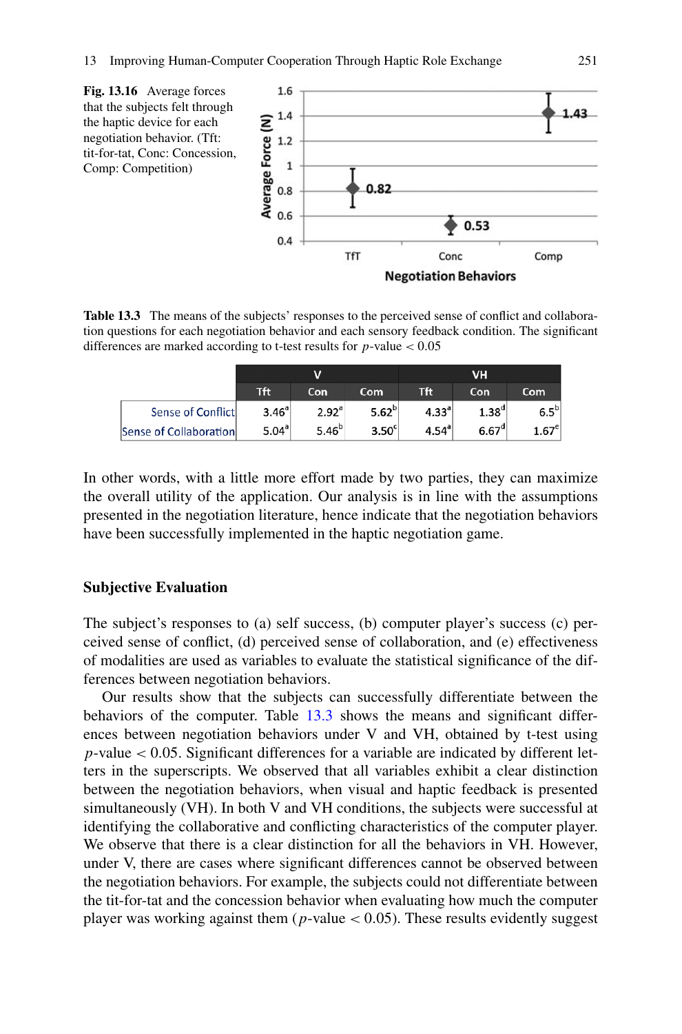Fig. 13.16 Average forces that the subjects felt through the haptic device for each negotiation behavior. (Tft: tit-for-tat, Conc: Concession, Comp: Competition)

Table 13.3 The means of the subjects' responses to the perceived sense of conflict and collaboration questions for each negotiation behavior and each sensory feedback condition. The significant differences are marked according to t-test results for $p$-value $< 0.05$

| | V | | | VH | | |
|---|---|---|---|---|---|---|
| | Tft | Con | Com | Tft | Con | Com |
| Sense of Conflict | $3.46^a$ | $2.92^a$ | $5.62^b$ | $4.33^a$ | $1.38^d$ | $6.5^b$ |
| Sense of Collaboration | $5.04^a$ | $5.46^b$ | $3.50^c$ | $4.54^a$ | $6.67^d$ | $1.67^e$ |

In other words, with a little more effort made by two parties, they can maximize the overall utility of the application. Our analysis is in line with the assumptions presented in the negotiation literature, hence indicate that the negotiation behaviors have been successfully implemented in the haptic negotiation game.

### Subjective Evaluation

The subject's responses to (a) self success, (b) computer player's success (c) perceived sense of conflict, (d) perceived sense of collaboration, and (e) effectiveness of modalities are used as variables to evaluate the statistical significance of the differences between negotiation behaviors.

Our results show that the subjects can successfully differentiate between the behaviors of the computer. Table 13.3 shows the means and significant differences between negotiation behaviors under V and VH, obtained by t-test using $p$-value $< 0.05$. Significant differences for a variable are indicated by different letters in the superscripts. We observed that all variables exhibit a clear distinction between the negotiation behaviors, when visual and haptic feedback is presented simultaneously (VH). In both V and VH conditions, the subjects were successful at identifying the collaborative and conflicting characteristics of the computer player. We observe that there is a clear distinction for all the behaviors in VH. However, under V, there are cases where significant differences cannot be observed between the negotiation behaviors. For example, the subjects could not differentiate between the tit-for-tat and the concession behavior when evaluating how much the computer player was working against them ($p$-value $< 0.05$). These results evidently suggest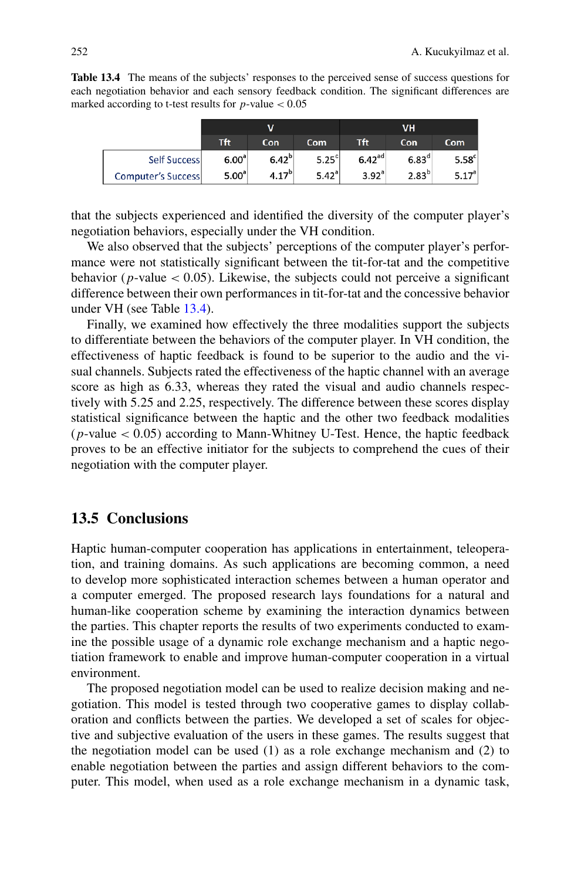**Table 13.4** The means of the subjects' responses to the perceived sense of success questions for each negotiation behavior and each sensory feedback condition. The significant differences are marked according to t-test results for $p$-value $< 0.05$

| | V | | | VH | | |
|---|---|---|---|---|---|---|
| | Tft | Con | Com | Tft | Con | Com |
| Self Success | $6.00^{a}$ | $6.42^{b}$ | $5.25^{c}$ | $6.42^{ad}$ | $6.83^{d}$ | $5.58^{c}$ |
| Computer's Success | $5.00^{a}$ | $4.17^{b}$ | $5.42^{a}$ | $3.92^{a}$ | $2.83^{b}$ | $5.17^{a}$ |

that the subjects experienced and identified the diversity of the computer player's negotiation behaviors, especially under the VH condition.

We also observed that the subjects' perceptions of the computer player's performance were not statistically significant between the tit-for-tat and the competitive behavior ($p$-value $< 0.05$). Likewise, the subjects could not perceive a significant difference between their own performances in tit-for-tat and the concessive behavior under VH (see Table 13.4).

Finally, we examined how effectively the three modalities support the subjects to differentiate between the behaviors of the computer player. In VH condition, the effectiveness of haptic feedback is found to be superior to the audio and the visual channels. Subjects rated the effectiveness of the haptic channel with an average score as high as 6.33, whereas they rated the visual and audio channels respectively with 5.25 and 2.25, respectively. The difference between these scores display statistical significance between the haptic and the other two feedback modalities ($p$-value $< 0.05$) according to Mann-Whitney U-Test. Hence, the haptic feedback proves to be an effective initiator for the subjects to comprehend the cues of their negotiation with the computer player.

## 13.5 Conclusions

Haptic human-computer cooperation has applications in entertainment, teleoperation, and training domains. As such applications are becoming common, a need to develop more sophisticated interaction schemes between a human operator and a computer emerged. The proposed research lays foundations for a natural and human-like cooperation scheme by examining the interaction dynamics between the parties. This chapter reports the results of two experiments conducted to examine the possible usage of a dynamic role exchange mechanism and a haptic negotiation framework to enable and improve human-computer cooperation in a virtual environment.

The proposed negotiation model can be used to realize decision making and negotiation. This model is tested through two cooperative games to display collaboration and conflicts between the parties. We developed a set of scales for objective and subjective evaluation of the users in these games. The results suggest that the negotiation model can be used (1) as a role exchange mechanism and (2) to enable negotiation between the parties and assign different behaviors to the computer. This model, when used as a role exchange mechanism in a dynamic task,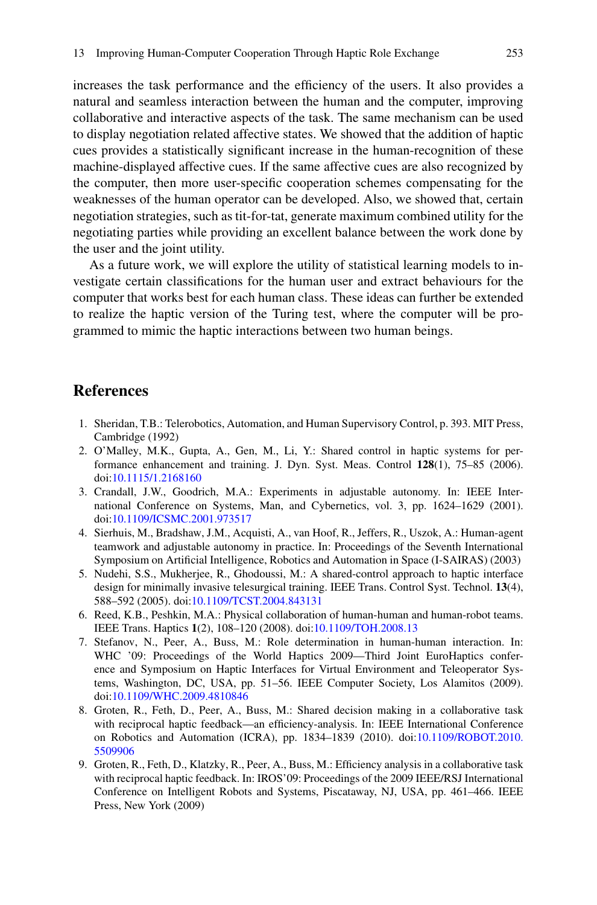increases the task performance and the efficiency of the users. It also provides a natural and seamless interaction between the human and the computer, improving collaborative and interactive aspects of the task. The same mechanism can be used to display negotiation related affective states. We showed that the addition of haptic cues provides a statistically significant increase in the human-recognition of these machine-displayed affective cues. If the same affective cues are also recognized by the computer, then more user-specific cooperation schemes compensating for the weaknesses of the human operator can be developed. Also, we showed that, certain negotiation strategies, such as tit-for-tat, generate maximum combined utility for the negotiating parties while providing an excellent balance between the work done by the user and the joint utility.

As a future work, we will explore the utility of statistical learning models to investigate certain classifications for the human user and extract behaviours for the computer that works best for each human class. These ideas can further be extended to realize the haptic version of the Turing test, where the computer will be programmed to mimic the haptic interactions between two human beings.

## References

1. Sheridan, T.B.: Telerobotics, Automation, and Human Supervisory Control, p. 393. MIT Press, Cambridge (1992)
2. O'Malley, M.K., Gupta, A., Gen, M., Li, Y.: Shared control in haptic systems for performance enhancement and training. J. Dyn. Syst. Meas. Control **128**(1), 75–85 (2006). doi:10.1115/1.2168160
3. Crandall, J.W., Goodrich, M.A.: Experiments in adjustable autonomy. In: IEEE International Conference on Systems, Man, and Cybernetics, vol. 3, pp. 1624–1629 (2001). doi:10.1109/ICSMC.2001.973517
4. Sierhuis, M., Bradshaw, J.M., Acquisti, A., van Hoof, R., Jeffers, R., Uszok, A.: Human-agent teamwork and adjustable autonomy in practice. In: Proceedings of the Seventh International Symposium on Artificial Intelligence, Robotics and Automation in Space (I-SAIRAS) (2003)
5. Nudehi, S.S., Mukherjee, R., Ghodoussi, M.: A shared-control approach to haptic interface design for minimally invasive telesurgical training. IEEE Trans. Control Syst. Technol. **13**(4), 588–592 (2005). doi:10.1109/TCST.2004.843131
6. Reed, K.B., Peshkin, M.A.: Physical collaboration of human-human and human-robot teams. IEEE Trans. Haptics **1**(2), 108–120 (2008). doi:10.1109/TOH.2008.13
7. Stefanov, N., Peer, A., Buss, M.: Role determination in human-human interaction. In: WHC '09: Proceedings of the World Haptics 2009—Third Joint EuroHaptics conference and Symposium on Haptic Interfaces for Virtual Environment and Teleoperator Systems, Washington, DC, USA, pp. 51–56. IEEE Computer Society, Los Alamitos (2009). doi:10.1109/WHC.2009.4810846
8. Groten, R., Feth, D., Peer, A., Buss, M.: Shared decision making in a collaborative task with reciprocal haptic feedback—an efficiency-analysis. In: IEEE International Conference on Robotics and Automation (ICRA), pp. 1834–1839 (2010). doi:10.1109/ROBOT.2010.5509906
9. Groten, R., Feth, D., Klatzky, R., Peer, A., Buss, M.: Efficiency analysis in a collaborative task with reciprocal haptic feedback. In: IROS'09: Proceedings of the 2009 IEEE/RSJ International Conference on Intelligent Robots and Systems, Piscataway, NJ, USA, pp. 461–466. IEEE Press, New York (2009)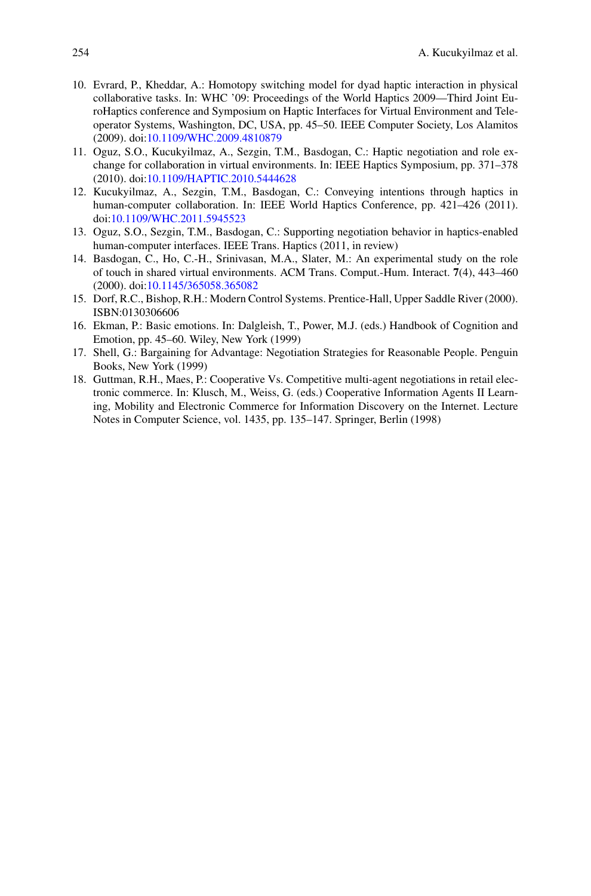10. Evrard, P., Kheddar, A.: Homotopy switching model for dyad haptic interaction in physical collaborative tasks. In: WHC '09: Proceedings of the World Haptics 2009—Third Joint EuroHaptics conference and Symposium on Haptic Interfaces for Virtual Environment and Teleoperator Systems, Washington, DC, USA, pp. 45–50. IEEE Computer Society, Los Alamitos (2009). doi:10.1109/WHC.2009.4810879
11. Oguz, S.O., Kucukyilmaz, A., Sezgin, T.M., Basdogan, C.: Haptic negotiation and role exchange for collaboration in virtual environments. In: IEEE Haptics Symposium, pp. 371–378 (2010). doi:10.1109/HAPTIC.2010.5444628
12. Kucukyilmaz, A., Sezgin, T.M., Basdogan, C.: Conveying intentions through haptics in human-computer collaboration. In: IEEE World Haptics Conference, pp. 421–426 (2011). doi:10.1109/WHC.2011.5945523
13. Oguz, S.O., Sezgin, T.M., Basdogan, C.: Supporting negotiation behavior in haptics-enabled human-computer interfaces. IEEE Trans. Haptics (2011, in review)
14. Basdogan, C., Ho, C.-H., Srinivasan, M.A., Slater, M.: An experimental study on the role of touch in shared virtual environments. ACM Trans. Comput.-Hum. Interact. **7**(4), 443–460 (2000). doi:10.1145/365058.365082
15. Dorf, R.C., Bishop, R.H.: Modern Control Systems. Prentice-Hall, Upper Saddle River (2000). ISBN:0130306606
16. Ekman, P.: Basic emotions. In: Dalgleish, T., Power, M.J. (eds.) Handbook of Cognition and Emotion, pp. 45–60. Wiley, New York (1999)
17. Shell, G.: Bargaining for Advantage: Negotiation Strategies for Reasonable People. Penguin Books, New York (1999)
18. Guttman, R.H., Maes, P.: Cooperative Vs. Competitive multi-agent negotiations in retail electronic commerce. In: Klusch, M., Weiss, G. (eds.) Cooperative Information Agents II Learning, Mobility and Electronic Commerce for Information Discovery on the Internet. Lecture Notes in Computer Science, vol. 1435, pp. 135–147. Springer, Berlin (1998)